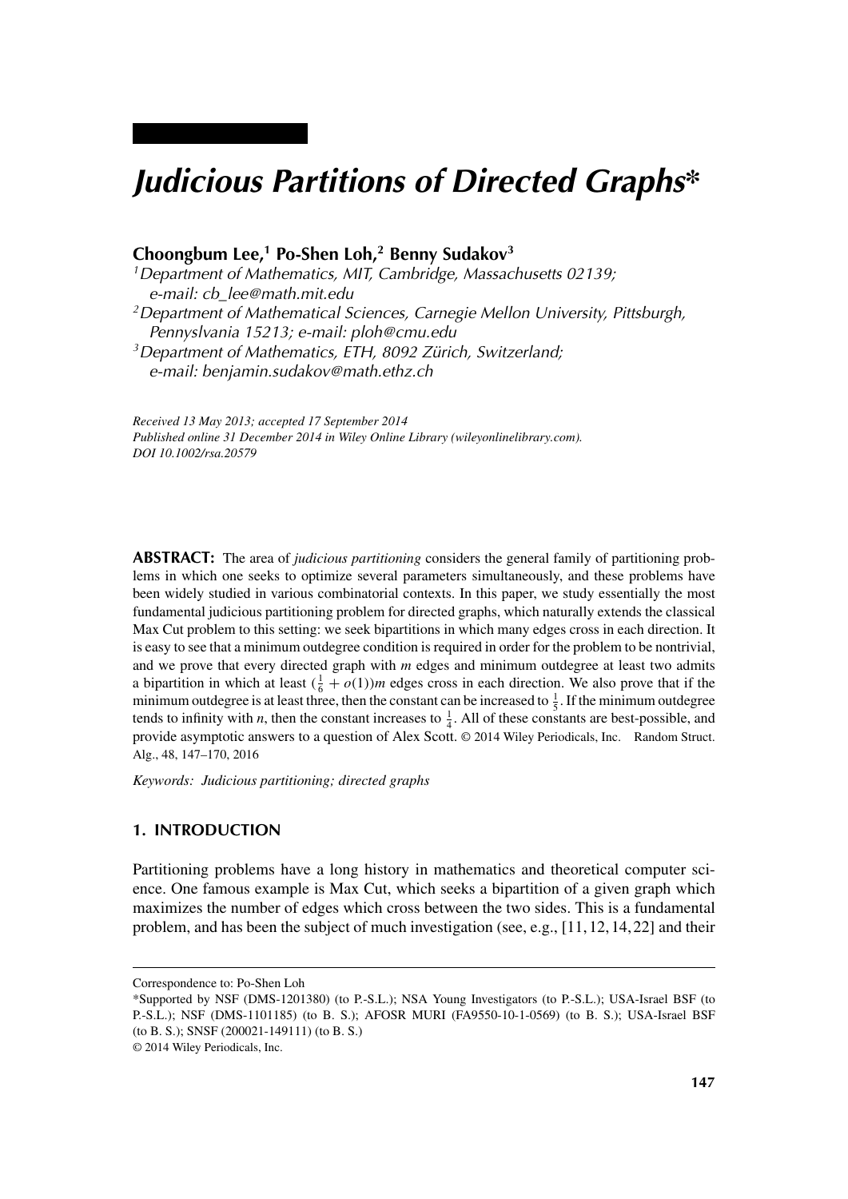# *Judicious Partitions of Directed Graphs*\*

**Choongbum Lee,[1] Po-Shen Loh,[2] Benny Sudakov[3]**

[1] *Department of Mathematics, MIT, Cambridge, Massachusetts 02139; e-mail: cb_lee@math.mit.edu*

[2] *Department of Mathematical Sciences, Carnegie Mellon University, Pittsburgh, Pennyslvania 15213; e-mail: ploh@cmu.edu*

[3] *Department of Mathematics, ETH, 8092 Zürich, Switzerland; e-mail: benjamin.sudakov@math.ethz.ch*

*Received 13 May 2013; accepted 17 September 2014*
*Published online 31 December 2014 in Wiley Online Library (wileyonlinelibrary.com).*
*DOI 10.1002/rsa.20579*

**ABSTRACT:** The area of *judicious partitioning* considers the general family of partitioning problems in which one seeks to optimize several parameters simultaneously, and these problems have been widely studied in various combinatorial contexts. In this paper, we study essentially the most fundamental judicious partitioning problem for directed graphs, which naturally extends the classical Max Cut problem to this setting: we seek bipartitions in which many edges cross in each direction. It is easy to see that a minimum outdegree condition is required in order for the problem to be nontrivial, and we prove that every directed graph with $m$ edges and minimum outdegree at least two admits a bipartition in which at least $(\frac{1}{6} + o(1))m$ edges cross in each direction. We also prove that if the minimum outdegree is at least three, then the constant can be increased to $\frac{1}{5}$. If the minimum outdegree tends to infinity with $n$, then the constant increases to $\frac{1}{4}$. All of these constants are best-possible, and provide asymptotic answers to a question of Alex Scott. © 2014 Wiley Periodicals, Inc. Random Struct. Alg., 48, 147–170, 2016

*Keywords: Judicious partitioning; directed graphs*

## 1. INTRODUCTION

Partitioning problems have a long history in mathematics and theoretical computer science. One famous example is Max Cut, which seeks a bipartition of a given graph which maximizes the number of edges which cross between the two sides. This is a fundamental problem, and has been the subject of much investigation (see, e.g., [11, 12, 14, 22] and their

---

Correspondence to: Po-Shen Loh

\*Supported by NSF (DMS-1201380) (to P.-S.L.); NSA Young Investigators (to P.-S.L.); USA-Israel BSF (to P.-S.L.); NSF (DMS-1101185) (to B. S.); AFOSR MURI (FA9550-10-1-0569) (to B. S.); USA-Israel BSF (to B. S.); SNSF (200021-149111) (to B. S.)

© 2014 Wiley Periodicals, Inc.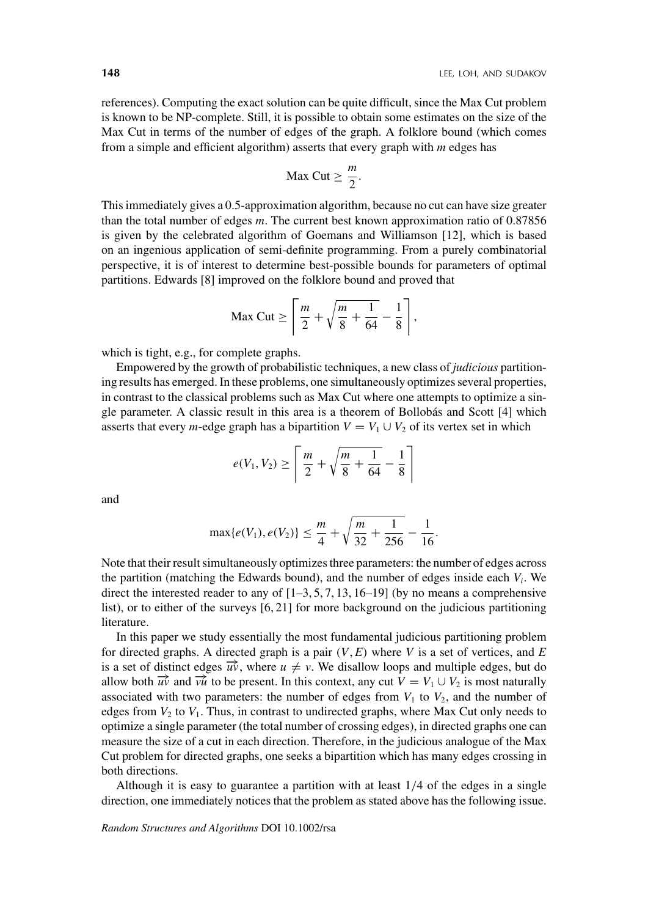references). Computing the exact solution can be quite difficult, since the Max Cut problem is known to be NP-complete. Still, it is possible to obtain some estimates on the size of the Max Cut in terms of the number of edges of the graph. A folklore bound (which comes from a simple and efficient algorithm) asserts that every graph with $m$ edges has

$$\text{Max Cut} \geq \frac{m}{2}.$$

This immediately gives a 0.5-approximation algorithm, because no cut can have size greater than the total number of edges $m$. The current best known approximation ratio of 0.87856 is given by the celebrated algorithm of Goemans and Williamson [12], which is based on an ingenious application of semi-definite programming. From a purely combinatorial perspective, it is of interest to determine best-possible bounds for parameters of optimal partitions. Edwards [8] improved on the folklore bound and proved that

$$\text{Max Cut} \geq \left\lceil \frac{m}{2} + \sqrt{\frac{m}{8} + \frac{1}{64}} - \frac{1}{8} \right\rceil,$$

which is tight, e.g., for complete graphs.

Empowered by the growth of probabilistic techniques, a new class of *judicious* partitioning results has emerged. In these problems, one simultaneously optimizes several properties, in contrast to the classical problems such as Max Cut where one attempts to optimize a single parameter. A classic result in this area is a theorem of Bollobás and Scott [4] which asserts that every $m$-edge graph has a bipartition $V = V_1 \cup V_2$ of its vertex set in which

$$e(V_1, V_2) \geq \left\lceil \frac{m}{2} + \sqrt{\frac{m}{8} + \frac{1}{64}} - \frac{1}{8} \right\rceil$$

and

$$\max\{e(V_1), e(V_2)\} \leq \frac{m}{4} + \sqrt{\frac{m}{32} + \frac{1}{256}} - \frac{1}{16}.$$

Note that their result simultaneously optimizes three parameters: the number of edges across the partition (matching the Edwards bound), and the number of edges inside each $V_i$. We direct the interested reader to any of [1–3, 5, 7, 13, 16–19] (by no means a comprehensive list), or to either of the surveys [6, 21] for more background on the judicious partitioning literature.

In this paper we study essentially the most fundamental judicious partitioning problem for directed graphs. A directed graph is a pair $(V, E)$ where $V$ is a set of vertices, and $E$ is a set of distinct edges $\overrightarrow{uv}$, where $u \neq v$. We disallow loops and multiple edges, but do allow both $\overrightarrow{uv}$ and $\overrightarrow{vu}$ to be present. In this context, any cut $V = V_1 \cup V_2$ is most naturally associated with two parameters: the number of edges from $V_1$ to $V_2$, and the number of edges from $V_2$ to $V_1$. Thus, in contrast to undirected graphs, where Max Cut only needs to optimize a single parameter (the total number of crossing edges), in directed graphs one can measure the size of a cut in each direction. Therefore, in the judicious analogue of the Max Cut problem for directed graphs, one seeks a bipartition which has many edges crossing in both directions.

Although it is easy to guarantee a partition with at least $1/4$ of the edges in a single direction, one immediately notices that the problem as stated above has the following issue.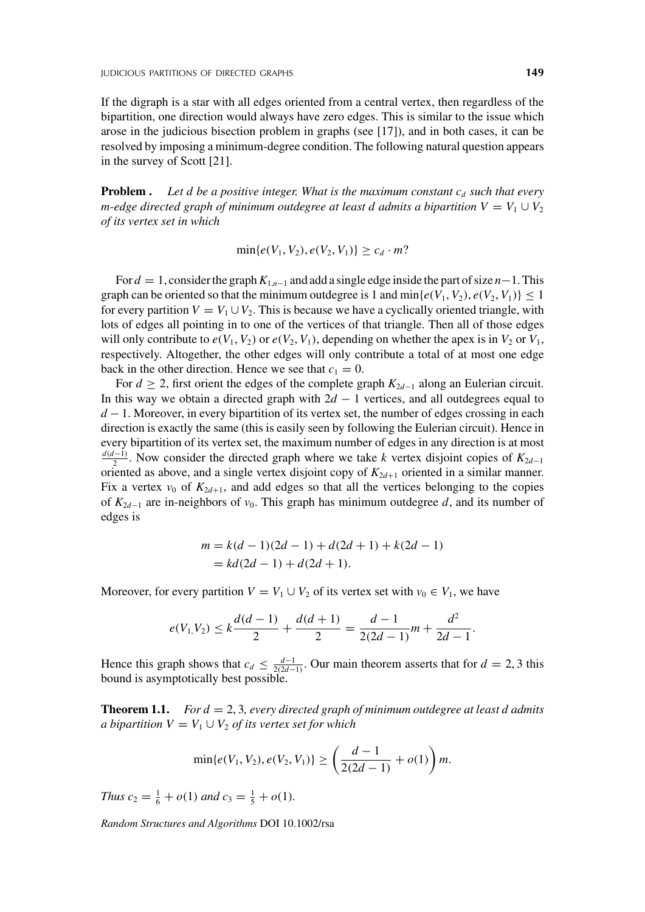If the digraph is a star with all edges oriented from a central vertex, then regardless of the bipartition, one direction would always have zero edges. This is similar to the issue which arose in the judicious bisection problem in graphs (see [17]), and in both cases, it can be resolved by imposing a minimum-degree condition. The following natural question appears in the survey of Scott [21].

**Problem .** *Let $d$ be a positive integer. What is the maximum constant $c_d$ such that every $m$-edge directed graph of minimum outdegree at least $d$ admits a bipartition $V = V_1 \cup V_2$ of its vertex set in which*

$$\min\{e(V_1, V_2), e(V_2, V_1)\} \geq c_d \cdot m?$$

For $d = 1$, consider the graph $K_{1,n-1}$ and add a single edge inside the part of size $n-1$. This graph can be oriented so that the minimum outdegree is 1 and $\min\{e(V_1, V_2), e(V_2, V_1)\} \leq 1$ for every partition $V = V_1 \cup V_2$. This is because we have a cyclically oriented triangle, with lots of edges all pointing in to one of the vertices of that triangle. Then all of those edges will only contribute to $e(V_1, V_2)$ or $e(V_2, V_1)$, depending on whether the apex is in $V_2$ or $V_1$, respectively. Altogether, the other edges will only contribute a total of at most one edge back in the other direction. Hence we see that $c_1 = 0$.

For $d \geq 2$, first orient the edges of the complete graph $K_{2d-1}$ along an Eulerian circuit. In this way we obtain a directed graph with $2d - 1$ vertices, and all outdegrees equal to $d - 1$. Moreover, in every bipartition of its vertex set, the number of edges crossing in each direction is exactly the same (this is easily seen by following the Eulerian circuit). Hence in every bipartition of its vertex set, the maximum number of edges in any direction is at most $\frac{d(d-1)}{2}$. Now consider the directed graph where we take $k$ vertex disjoint copies of $K_{2d-1}$ oriented as above, and a single vertex disjoint copy of $K_{2d+1}$ oriented in a similar manner. Fix a vertex $v_0$ of $K_{2d+1}$, and add edges so that all the vertices belonging to the copies of $K_{2d-1}$ are in-neighbors of $v_0$. This graph has minimum outdegree $d$, and its number of edges is

$$\begin{aligned} m &= k(d-1)(2d-1) + d(2d+1) + k(2d-1) \\ &= kd(2d-1) + d(2d+1). \end{aligned}$$

Moreover, for every partition $V = V_1 \cup V_2$ of its vertex set with $v_0 \in V_1$, we have

$$e(V_1, V_2) \leq k\frac{d(d-1)}{2} + \frac{d(d+1)}{2} = \frac{d-1}{2(2d-1)}m + \frac{d^2}{2d-1}.$$

Hence this graph shows that $c_d \leq \frac{d-1}{2(2d-1)}$. Our main theorem asserts that for $d = 2, 3$ this bound is asymptotically best possible.

**Theorem 1.1.** *For $d = 2, 3$, every directed graph of minimum outdegree at least $d$ admits a bipartition $V = V_1 \cup V_2$ of its vertex set for which*

$$\min\{e(V_1, V_2), e(V_2, V_1)\} \geq \left(\frac{d-1}{2(2d-1)} + o(1)\right)m.$$

*Thus $c_2 = \frac{1}{6} + o(1)$ and $c_3 = \frac{1}{5} + o(1)$.*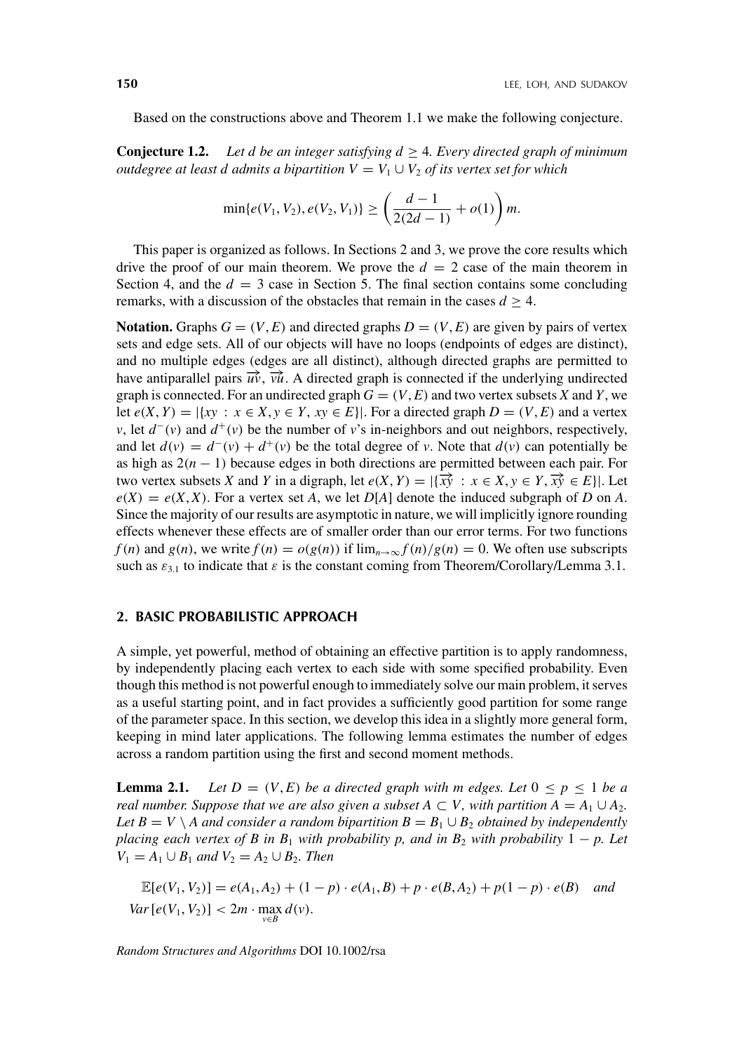Based on the constructions above and Theorem 1.1 we make the following conjecture.

**Conjecture 1.2.** *Let $d$ be an integer satisfying $d \geq 4$. Every directed graph of minimum outdegree at least $d$ admits a bipartition $V = V_1 \cup V_2$ of its vertex set for which*

$$\min\{e(V_1, V_2), e(V_2, V_1)\} \geq \left( \frac{d-1}{2(2d-1)} + o(1) \right) m.$$

This paper is organized as follows. In Sections 2 and 3, we prove the core results which drive the proof of our main theorem. We prove the $d = 2$ case of the main theorem in Section 4, and the $d = 3$ case in Section 5. The final section contains some concluding remarks, with a discussion of the obstacles that remain in the cases $d \geq 4$.

**Notation.** Graphs $G = (V, E)$ and directed graphs $D = (V, E)$ are given by pairs of vertex sets and edge sets. All of our objects will have no loops (endpoints of edges are distinct), and no multiple edges (edges are all distinct), although directed graphs are permitted to have antiparallel pairs $\overrightarrow{uv}$, $\overrightarrow{vu}$. A directed graph is connected if the underlying undirected graph is connected. For an undirected graph $G = (V, E)$ and two vertex subsets $X$ and $Y$, we let $e(X, Y) = |\{xy : x \in X, y \in Y, xy \in E\}|$. For a directed graph $D = (V, E)$ and a vertex $v$, let $d^-(v)$ and $d^+(v)$ be the number of $v$'s in-neighbors and out neighbors, respectively, and let $d(v) = d^-(v) + d^+(v)$ be the total degree of $v$. Note that $d(v)$ can potentially be as high as $2(n-1)$ because edges in both directions are permitted between each pair. For two vertex subsets $X$ and $Y$ in a digraph, let $e(X, Y) = |\{\overrightarrow{xy} : x \in X, y \in Y, \overrightarrow{xy} \in E\}|$. Let $e(X) = e(X, X)$. For a vertex set $A$, we let $D[A]$ denote the induced subgraph of $D$ on $A$. Since the majority of our results are asymptotic in nature, we will implicitly ignore rounding effects whenever these effects are of smaller order than our error terms. For two functions $f(n)$ and $g(n)$, we write $f(n) = o(g(n))$ if $\lim_{n\to\infty} f(n)/g(n) = 0$. We often use subscripts such as $\varepsilon_{3.1}$ to indicate that $\varepsilon$ is the constant coming from Theorem/Corollary/Lemma 3.1.

## 2. BASIC PROBABILISTIC APPROACH

A simple, yet powerful, method of obtaining an effective partition is to apply randomness, by independently placing each vertex to each side with some specified probability. Even though this method is not powerful enough to immediately solve our main problem, it serves as a useful starting point, and in fact provides a sufficiently good partition for some range of the parameter space. In this section, we develop this idea in a slightly more general form, keeping in mind later applications. The following lemma estimates the number of edges across a random partition using the first and second moment methods.

**Lemma 2.1.** *Let $D = (V, E)$ be a directed graph with $m$ edges. Let $0 \leq p \leq 1$ be a real number. Suppose that we are also given a subset $A \subset V$, with partition $A = A_1 \cup A_2$. Let $B = V \setminus A$ and consider a random bipartition $B = B_1 \cup B_2$ obtained by independently placing each vertex of $B$ in $B_1$ with probability $p$, and in $B_2$ with probability $1-p$. Let $V_1 = A_1 \cup B_1$ and $V_2 = A_2 \cup B_2$. Then*

$$\mathbb{E}[e(V_1, V_2)] = e(A_1, A_2) + (1-p) \cdot e(A_1, B) + p \cdot e(B, A_2) + p(1-p) \cdot e(B) \quad \textit{and}$$
$$Var\,[e(V_1, V_2)] < 2m \cdot \max_{v \in B} d(v).$$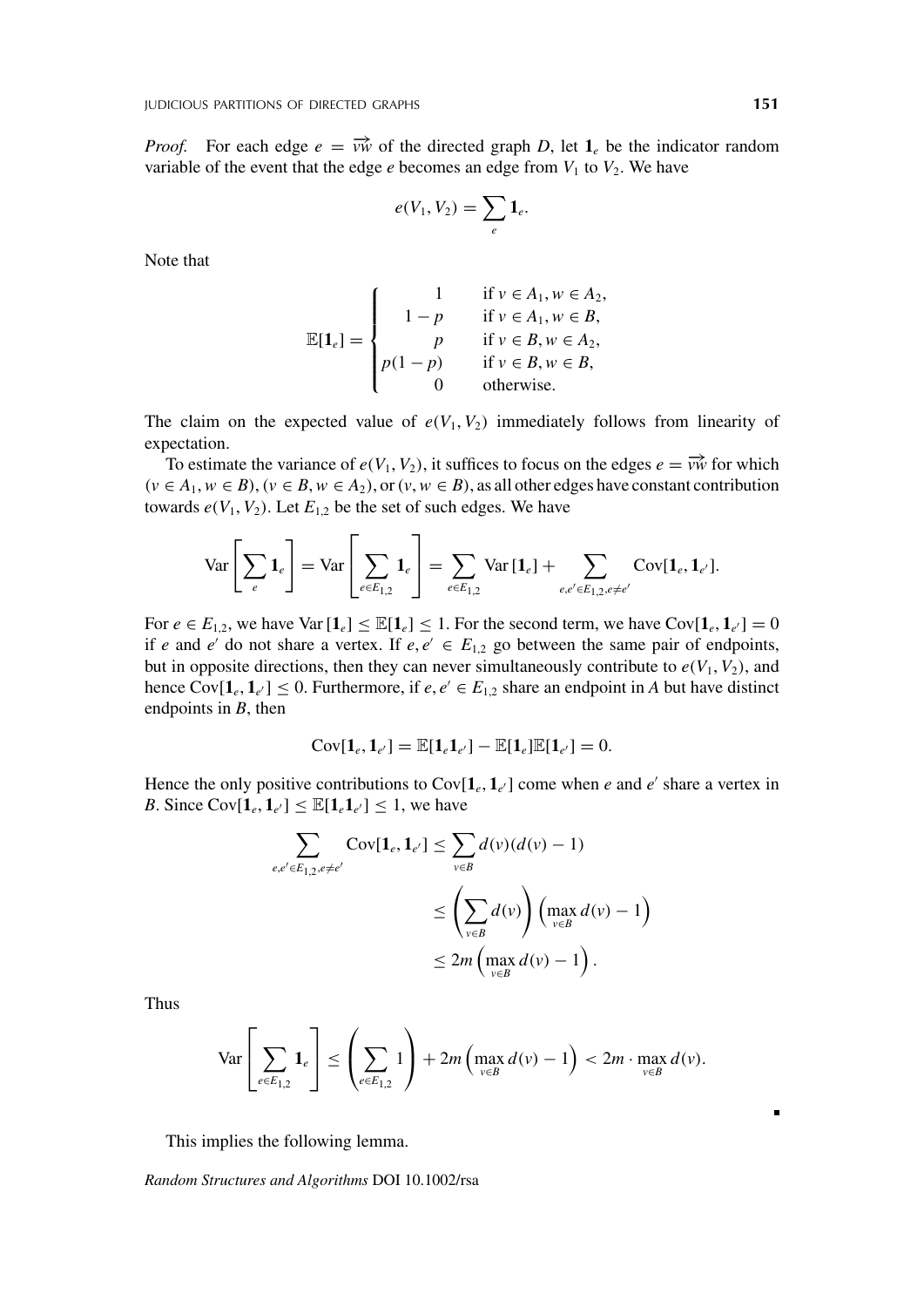*Proof.* For each edge $e = \overrightarrow{vw}$ of the directed graph $D$, let $\mathbf{1}_e$ be the indicator random variable of the event that the edge $e$ becomes an edge from $V_1$ to $V_2$. We have

$$e(V_1, V_2) = \sum_e \mathbf{1}_e.$$

Note that

$$\mathbb{E}[\mathbf{1}_e] = \begin{cases} 1 & \text{if } v \in A_1, w \in A_2, \\ 1-p & \text{if } v \in A_1, w \in B, \\ p & \text{if } v \in B, w \in A_2, \\ p(1-p) & \text{if } v \in B, w \in B, \\ 0 & \text{otherwise.} \end{cases}$$

The claim on the expected value of $e(V_1, V_2)$ immediately follows from linearity of expectation.

To estimate the variance of $e(V_1, V_2)$, it suffices to focus on the edges $e = \overrightarrow{vw}$ for which $(v \in A_1, w \in B)$, $(v \in B, w \in A_2)$, or $(v, w \in B)$, as all other edges have constant contribution towards $e(V_1, V_2)$. Let $E_{1,2}$ be the set of such edges. We have

$$\mathrm{Var}\left[\sum_e \mathbf{1}_e\right] = \mathrm{Var}\left[\sum_{e \in E_{1,2}} \mathbf{1}_e\right] = \sum_{e \in E_{1,2}} \mathrm{Var}\left[\mathbf{1}_e\right] + \sum_{e,e' \in E_{1,2}, e \neq e'} \mathrm{Cov}[\mathbf{1}_e, \mathbf{1}_{e'}].$$

For $e \in E_{1,2}$, we have $\mathrm{Var}\left[\mathbf{1}_e\right] \leq \mathbb{E}[\mathbf{1}_e] \leq 1$. For the second term, we have $\mathrm{Cov}[\mathbf{1}_e, \mathbf{1}_{e'}] = 0$ if $e$ and $e'$ do not share a vertex. If $e, e' \in E_{1,2}$ go between the same pair of endpoints, but in opposite directions, then they can never simultaneously contribute to $e(V_1, V_2)$, and hence $\mathrm{Cov}[\mathbf{1}_e, \mathbf{1}_{e'}] \leq 0$. Furthermore, if $e, e' \in E_{1,2}$ share an endpoint in $A$ but have distinct endpoints in $B$, then

$$\mathrm{Cov}[\mathbf{1}_e, \mathbf{1}_{e'}] = \mathbb{E}[\mathbf{1}_e \mathbf{1}_{e'}] - \mathbb{E}[\mathbf{1}_e]\mathbb{E}[\mathbf{1}_{e'}] = 0.$$

Hence the only positive contributions to $\mathrm{Cov}[\mathbf{1}_e, \mathbf{1}_{e'}]$ come when $e$ and $e'$ share a vertex in $B$. Since $\mathrm{Cov}[\mathbf{1}_e, \mathbf{1}_{e'}] \leq \mathbb{E}[\mathbf{1}_e \mathbf{1}_{e'}] \leq 1$, we have

$$\begin{aligned} \sum_{e,e' \in E_{1,2}, e \neq e'} \mathrm{Cov}[\mathbf{1}_e, \mathbf{1}_{e'}] &\leq \sum_{v \in B} d(v)(d(v) - 1) \\ &\leq \left(\sum_{v \in B} d(v)\right)\left(\max_{v \in B} d(v) - 1\right) \\ &\leq 2m\left(\max_{v \in B} d(v) - 1\right). \end{aligned}$$

Thus

$$\mathrm{Var}\left[\sum_{e \in E_{1,2}} \mathbf{1}_e\right] \leq \left(\sum_{e \in E_{1,2}} 1\right) + 2m\left(\max_{v \in B} d(v) - 1\right) < 2m \cdot \max_{v \in B} d(v).$$

∎

This implies the following lemma.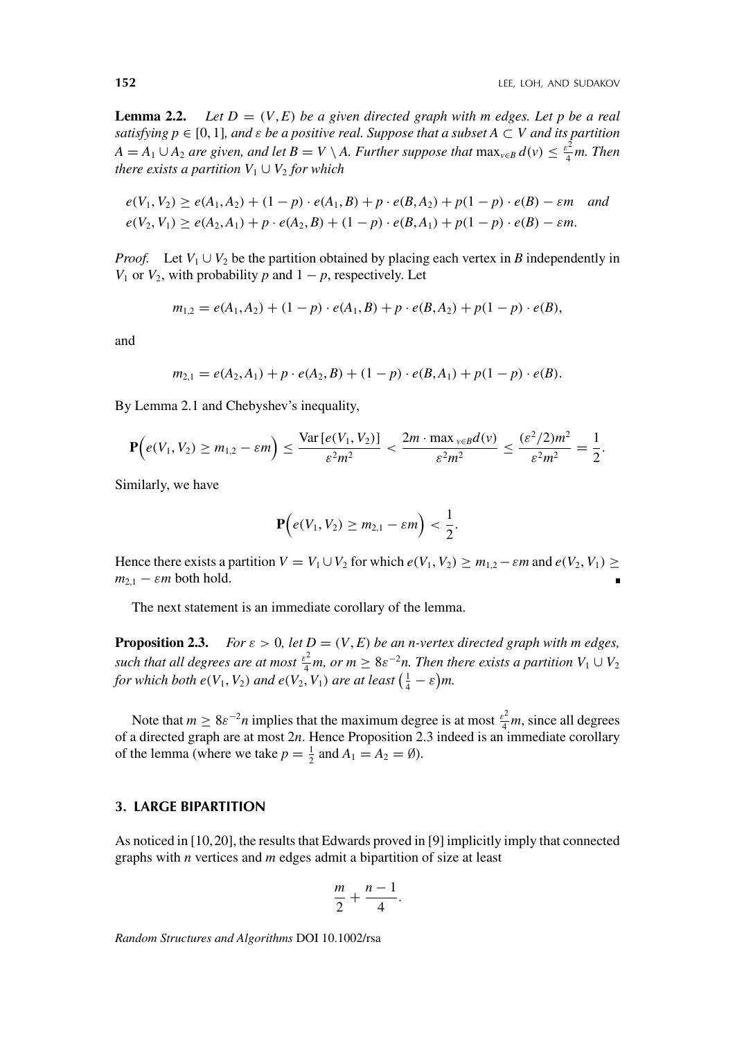**Lemma 2.2.** *Let $D = (V, E)$ be a given directed graph with $m$ edges. Let $p$ be a real satisfying $p \in [0, 1]$, and $\varepsilon$ be a positive real. Suppose that a subset $A \subset V$ and its partition $A = A_1 \cup A_2$ are given, and let $B = V \setminus A$. Further suppose that $\max_{v \in B} d(v) \leq \frac{\varepsilon^2}{4} m$. Then there exists a partition $V_1 \cup V_2$ for which*

$$e(V_1, V_2) \geq e(A_1, A_2) + (1-p) \cdot e(A_1, B) + p \cdot e(B, A_2) + p(1-p) \cdot e(B) - \varepsilon m \quad \textit{and}$$
$$e(V_2, V_1) \geq e(A_2, A_1) + p \cdot e(A_2, B) + (1-p) \cdot e(B, A_1) + p(1-p) \cdot e(B) - \varepsilon m.$$

*Proof.* Let $V_1 \cup V_2$ be the partition obtained by placing each vertex in $B$ independently in $V_1$ or $V_2$, with probability $p$ and $1-p$, respectively. Let

$$m_{1,2} = e(A_1, A_2) + (1-p) \cdot e(A_1, B) + p \cdot e(B, A_2) + p(1-p) \cdot e(B),$$

and

$$m_{2,1} = e(A_2, A_1) + p \cdot e(A_2, B) + (1-p) \cdot e(B, A_1) + p(1-p) \cdot e(B).$$

By Lemma 2.1 and Chebyshev's inequality,

$$\mathbf{P}\Big(e(V_1, V_2) \geq m_{1,2} - \varepsilon m\Big) \leq \frac{\text{Var}\,[e(V_1, V_2)]}{\varepsilon^2 m^2} < \frac{2m \cdot \max_{v \in B} d(v)}{\varepsilon^2 m^2} \leq \frac{(\varepsilon^2/2) m^2}{\varepsilon^2 m^2} = \frac{1}{2}.$$

Similarly, we have

$$\mathbf{P}\Big(e(V_1, V_2) \geq m_{2,1} - \varepsilon m\Big) < \frac{1}{2}.$$

Hence there exists a partition $V = V_1 \cup V_2$ for which $e(V_1, V_2) \geq m_{1,2} - \varepsilon m$ and $e(V_2, V_1) \geq m_{2,1} - \varepsilon m$ both hold. ∎

The next statement is an immediate corollary of the lemma.

**Proposition 2.3.** *For $\varepsilon > 0$, let $D = (V, E)$ be an $n$-vertex directed graph with $m$ edges, such that all degrees are at most $\frac{\varepsilon^2}{4} m$, or $m \geq 8\varepsilon^{-2} n$. Then there exists a partition $V_1 \cup V_2$ for which both $e(V_1, V_2)$ and $e(V_2, V_1)$ are at least $\left(\frac{1}{4} - \varepsilon\right) m$.*

Note that $m \geq 8\varepsilon^{-2} n$ implies that the maximum degree is at most $\frac{\varepsilon^2}{4} m$, since all degrees of a directed graph are at most $2n$. Hence Proposition 2.3 indeed is an immediate corollary of the lemma (where we take $p = \frac{1}{2}$ and $A_1 = A_2 = \emptyset$).

## 3. LARGE BIPARTITION

As noticed in [10, 20], the results that Edwards proved in [9] implicitly imply that connected graphs with $n$ vertices and $m$ edges admit a bipartition of size at least

$$\frac{m}{2} + \frac{n-1}{4}.$$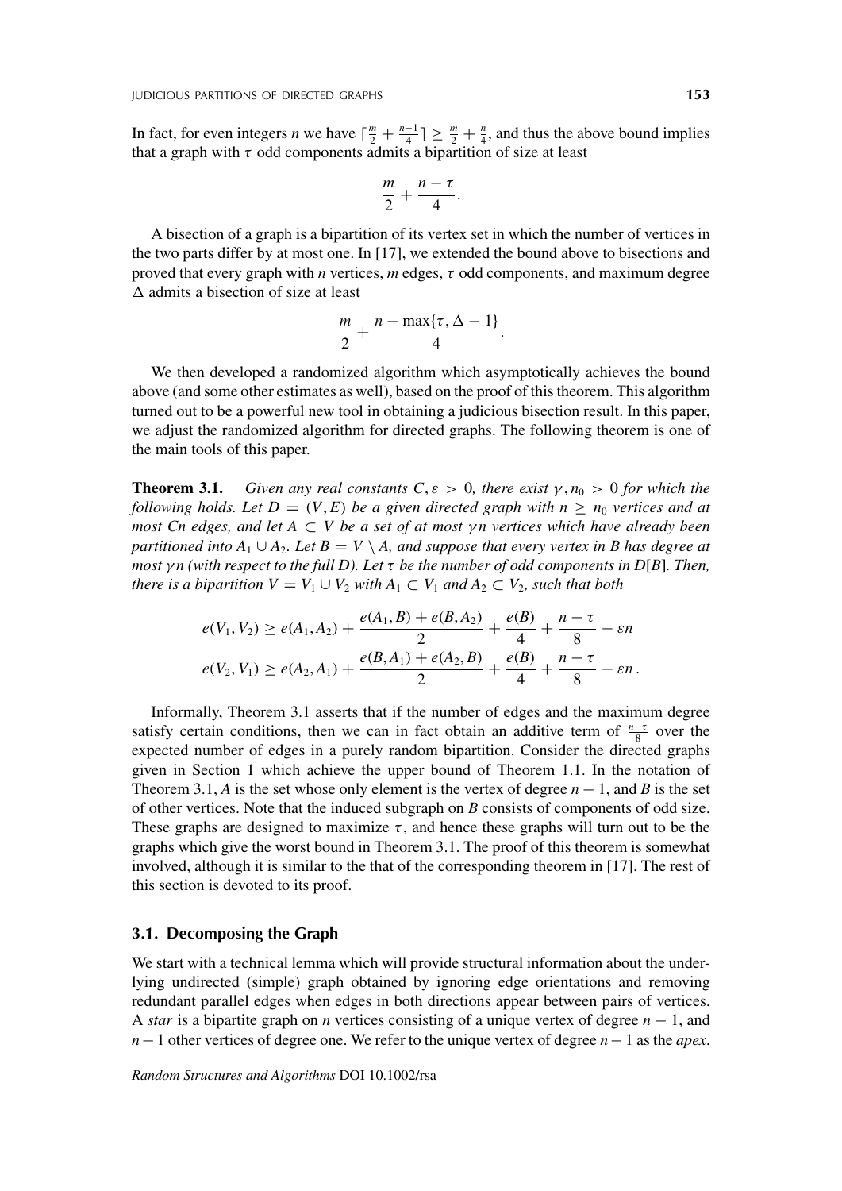In fact, for even integers $n$ we have $\lceil \frac{m}{2} + \frac{n-1}{4} \rceil \geq \frac{m}{2} + \frac{n}{4}$, and thus the above bound implies that a graph with $\tau$ odd components admits a bipartition of size at least

$$\frac{m}{2} + \frac{n-\tau}{4}.$$

A bisection of a graph is a bipartition of its vertex set in which the number of vertices in the two parts differ by at most one. In [17], we extended the bound above to bisections and proved that every graph with $n$ vertices, $m$ edges, $\tau$ odd components, and maximum degree $\Delta$ admits a bisection of size at least

$$\frac{m}{2} + \frac{n - \max\{\tau, \Delta - 1\}}{4}.$$

We then developed a randomized algorithm which asymptotically achieves the bound above (and some other estimates as well), based on the proof of this theorem. This algorithm turned out to be a powerful new tool in obtaining a judicious bisection result. In this paper, we adjust the randomized algorithm for directed graphs. The following theorem is one of the main tools of this paper.

**Theorem 3.1.** *Given any real constants $C, \varepsilon > 0$, there exist $\gamma, n_0 > 0$ for which the following holds. Let $D = (V, E)$ be a given directed graph with $n \geq n_0$ vertices and at most $Cn$ edges, and let $A \subset V$ be a set of at most $\gamma n$ vertices which have already been partitioned into $A_1 \cup A_2$. Let $B = V \setminus A$, and suppose that every vertex in $B$ has degree at most $\gamma n$ (with respect to the full $D$). Let $\tau$ be the number of odd components in $D[B]$. Then, there is a bipartition $V = V_1 \cup V_2$ with $A_1 \subset V_1$ and $A_2 \subset V_2$, such that both*

$$e(V_1, V_2) \geq e(A_1, A_2) + \frac{e(A_1, B) + e(B, A_2)}{2} + \frac{e(B)}{4} + \frac{n - \tau}{8} - \varepsilon n$$

$$e(V_2, V_1) \geq e(A_2, A_1) + \frac{e(B, A_1) + e(A_2, B)}{2} + \frac{e(B)}{4} + \frac{n - \tau}{8} - \varepsilon n\,.$$

Informally, Theorem 3.1 asserts that if the number of edges and the maximum degree satisfy certain conditions, then we can in fact obtain an additive term of $\frac{n-\tau}{8}$ over the expected number of edges in a purely random bipartition. Consider the directed graphs given in Section 1 which achieve the upper bound of Theorem 1.1. In the notation of Theorem 3.1, $A$ is the set whose only element is the vertex of degree $n-1$, and $B$ is the set of other vertices. Note that the induced subgraph on $B$ consists of components of odd size. These graphs are designed to maximize $\tau$, and hence these graphs will turn out to be the graphs which give the worst bound in Theorem 3.1. The proof of this theorem is somewhat involved, although it is similar to the that of the corresponding theorem in [17]. The rest of this section is devoted to its proof.

### 3.1. Decomposing the Graph

We start with a technical lemma which will provide structural information about the underlying undirected (simple) graph obtained by ignoring edge orientations and removing redundant parallel edges when edges in both directions appear between pairs of vertices. A *star* is a bipartite graph on $n$ vertices consisting of a unique vertex of degree $n-1$, and $n-1$ other vertices of degree one. We refer to the unique vertex of degree $n-1$ as the *apex*.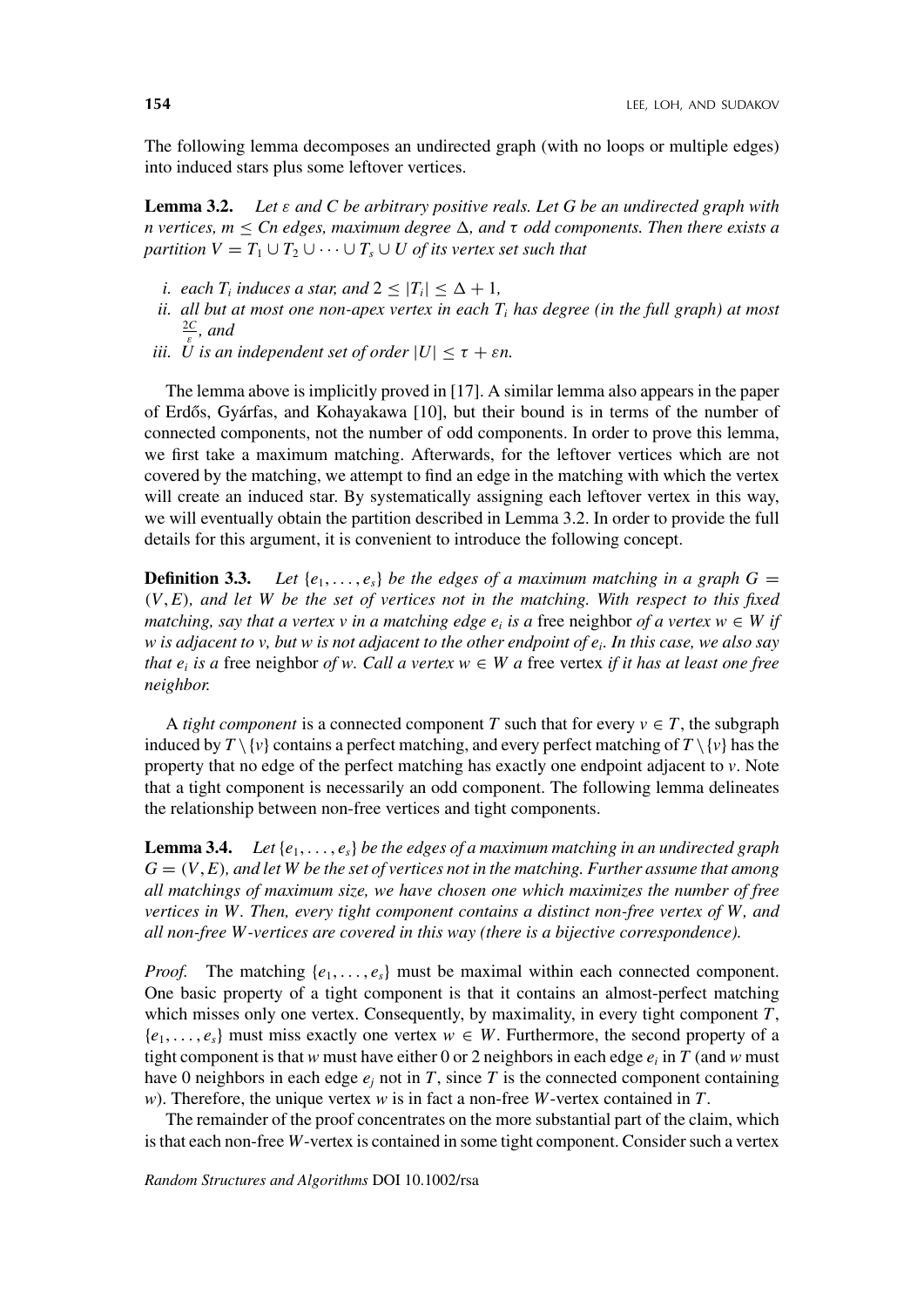The following lemma decomposes an undirected graph (with no loops or multiple edges) into induced stars plus some leftover vertices.

**Lemma 3.2.** *Let $\varepsilon$ and $C$ be arbitrary positive reals. Let $G$ be an undirected graph with $n$ vertices, $m \leq Cn$ edges, maximum degree $\Delta$, and $\tau$ odd components. Then there exists a partition $V = T_1 \cup T_2 \cup \cdots \cup T_s \cup U$ of its vertex set such that*

*i. each $T_i$ induces a star, and $2 \leq |T_i| \leq \Delta + 1$,*
*ii. all but at most one non-apex vertex in each $T_i$ has degree (in the full graph) at most $\frac{2C}{\varepsilon}$, and*
*iii. $U$ is an independent set of order $|U| \leq \tau + \varepsilon n$.*

The lemma above is implicitly proved in [17]. A similar lemma also appears in the paper of Erdős, Gyárfas, and Kohayakawa [10], but their bound is in terms of the number of connected components, not the number of odd components. In order to prove this lemma, we first take a maximum matching. Afterwards, for the leftover vertices which are not covered by the matching, we attempt to find an edge in the matching with which the vertex will create an induced star. By systematically assigning each leftover vertex in this way, we will eventually obtain the partition described in Lemma 3.2. In order to provide the full details for this argument, it is convenient to introduce the following concept.

**Definition 3.3.** *Let $\{e_1, \ldots, e_s\}$ be the edges of a maximum matching in a graph $G = (V, E)$, and let $W$ be the set of vertices not in the matching. With respect to this fixed matching, say that a vertex $v$ in a matching edge $e_i$ is a* free neighbor *of a vertex $w \in W$ if $w$ is adjacent to $v$, but $w$ is not adjacent to the other endpoint of $e_i$. In this case, we also say that $e_i$ is a* free neighbor *of $w$. Call a vertex $w \in W$ a* free vertex *if it has at least one free neighbor.*

A *tight component* is a connected component $T$ such that for every $v \in T$, the subgraph induced by $T \setminus \{v\}$ contains a perfect matching, and every perfect matching of $T \setminus \{v\}$ has the property that no edge of the perfect matching has exactly one endpoint adjacent to $v$. Note that a tight component is necessarily an odd component. The following lemma delineates the relationship between non-free vertices and tight components.

**Lemma 3.4.** *Let $\{e_1, \ldots, e_s\}$ be the edges of a maximum matching in an undirected graph $G = (V, E)$, and let $W$ be the set of vertices not in the matching. Further assume that among all matchings of maximum size, we have chosen one which maximizes the number of free vertices in $W$. Then, every tight component contains a distinct non-free vertex of $W$, and all non-free $W$-vertices are covered in this way (there is a bijective correspondence).*

*Proof.* The matching $\{e_1, \ldots, e_s\}$ must be maximal within each connected component. One basic property of a tight component is that it contains an almost-perfect matching which misses only one vertex. Consequently, by maximality, in every tight component $T$, $\{e_1, \ldots, e_s\}$ must miss exactly one vertex $w \in W$. Furthermore, the second property of a tight component is that $w$ must have either 0 or 2 neighbors in each edge $e_i$ in $T$ (and $w$ must have 0 neighbors in each edge $e_j$ not in $T$, since $T$ is the connected component containing $w$). Therefore, the unique vertex $w$ is in fact a non-free $W$-vertex contained in $T$.

The remainder of the proof concentrates on the more substantial part of the claim, which is that each non-free $W$-vertex is contained in some tight component. Consider such a vertex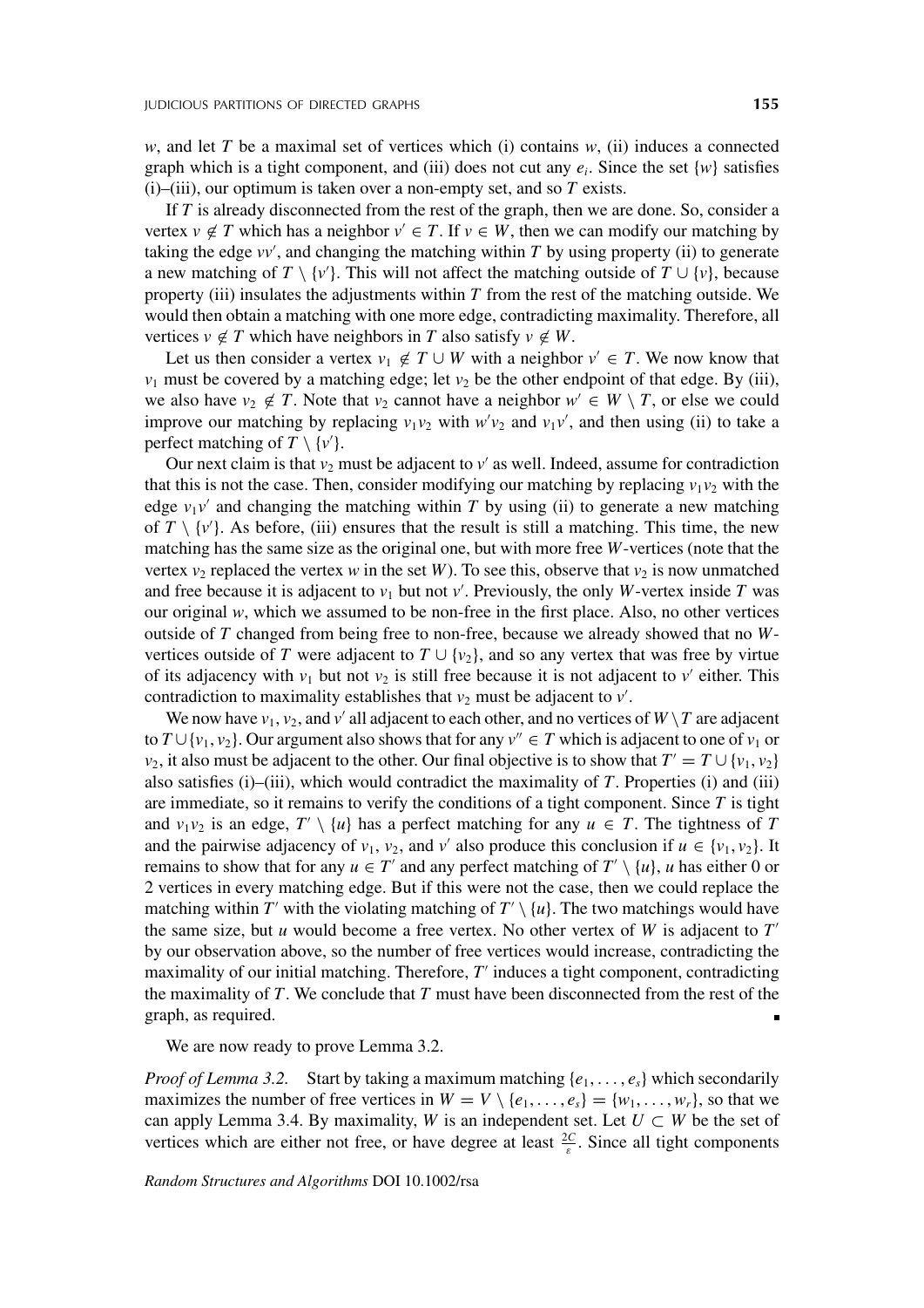$w$, and let $T$ be a maximal set of vertices which (i) contains $w$, (ii) induces a connected graph which is a tight component, and (iii) does not cut any $e_i$. Since the set $\{w\}$ satisfies (i)–(iii), our optimum is taken over a non-empty set, and so $T$ exists.

If $T$ is already disconnected from the rest of the graph, then we are done. So, consider a vertex $v \notin T$ which has a neighbor $v' \in T$. If $v \in W$, then we can modify our matching by taking the edge $vv'$, and changing the matching within $T$ by using property (ii) to generate a new matching of $T \setminus \{v'\}$. This will not affect the matching outside of $T \cup \{v\}$, because property (iii) insulates the adjustments within $T$ from the rest of the matching outside. We would then obtain a matching with one more edge, contradicting maximality. Therefore, all vertices $v \notin T$ which have neighbors in $T$ also satisfy $v \notin W$.

Let us then consider a vertex $v_1 \notin T \cup W$ with a neighbor $v' \in T$. We now know that $v_1$ must be covered by a matching edge; let $v_2$ be the other endpoint of that edge. By (iii), we also have $v_2 \notin T$. Note that $v_2$ cannot have a neighbor $w' \in W \setminus T$, or else we could improve our matching by replacing $v_1v_2$ with $w'v_2$ and $v_1v'$, and then using (ii) to take a perfect matching of $T \setminus \{v'\}$.

Our next claim is that $v_2$ must be adjacent to $v'$ as well. Indeed, assume for contradiction that this is not the case. Then, consider modifying our matching by replacing $v_1v_2$ with the edge $v_1v'$ and changing the matching within $T$ by using (ii) to generate a new matching of $T \setminus \{v'\}$. As before, (iii) ensures that the result is still a matching. This time, the new matching has the same size as the original one, but with more free $W$-vertices (note that the vertex $v_2$ replaced the vertex $w$ in the set $W$). To see this, observe that $v_2$ is now unmatched and free because it is adjacent to $v_1$ but not $v'$. Previously, the only $W$-vertex inside $T$ was our original $w$, which we assumed to be non-free in the first place. Also, no other vertices outside of $T$ changed from being free to non-free, because we already showed that no $W$-vertices outside of $T$ were adjacent to $T \cup \{v_2\}$, and so any vertex that was free by virtue of its adjacency with $v_1$ but not $v_2$ is still free because it is not adjacent to $v'$ either. This contradiction to maximality establishes that $v_2$ must be adjacent to $v'$.

We now have $v_1$, $v_2$, and $v'$ all adjacent to each other, and no vertices of $W \setminus T$ are adjacent to $T \cup \{v_1, v_2\}$. Our argument also shows that for any $v'' \in T$ which is adjacent to one of $v_1$ or $v_2$, it also must be adjacent to the other. Our final objective is to show that $T' = T \cup \{v_1, v_2\}$ also satisfies (i)–(iii), which would contradict the maximality of $T$. Properties (i) and (iii) are immediate, so it remains to verify the conditions of a tight component. Since $T$ is tight and $v_1v_2$ is an edge, $T' \setminus \{u\}$ has a perfect matching for any $u \in T$. The tightness of $T$ and the pairwise adjacency of $v_1$, $v_2$, and $v'$ also produce this conclusion if $u \in \{v_1, v_2\}$. It remains to show that for any $u \in T'$ and any perfect matching of $T' \setminus \{u\}$, $u$ has either 0 or 2 vertices in every matching edge. But if this were not the case, then we could replace the matching within $T'$ with the violating matching of $T' \setminus \{u\}$. The two matchings would have the same size, but $u$ would become a free vertex. No other vertex of $W$ is adjacent to $T'$ by our observation above, so the number of free vertices would increase, contradicting the maximality of our initial matching. Therefore, $T'$ induces a tight component, contradicting the maximality of $T$. We conclude that $T$ must have been disconnected from the rest of the graph, as required. ∎

We are now ready to prove Lemma 3.2.

*Proof of Lemma 3.2.* Start by taking a maximum matching $\{e_1, \ldots, e_s\}$ which secondarily maximizes the number of free vertices in $W = V \setminus \{e_1, \ldots, e_s\} = \{w_1, \ldots, w_r\}$, so that we can apply Lemma 3.4. By maximality, $W$ is an independent set. Let $U \subset W$ be the set of vertices which are either not free, or have degree at least $\frac{2C}{\varepsilon}$. Since all tight components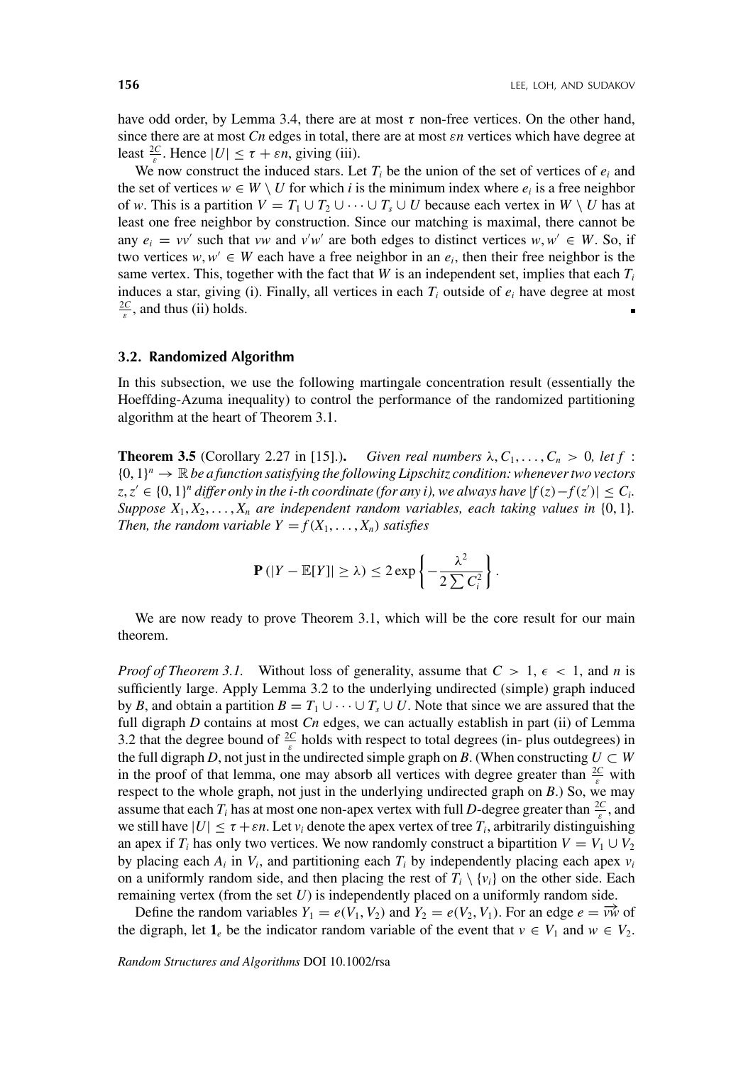have odd order, by Lemma 3.4, there are at most $\tau$ non-free vertices. On the other hand, since there are at most $Cn$ edges in total, there are at most $\varepsilon n$ vertices which have degree at least $\frac{2C}{\varepsilon}$. Hence $|U| \leq \tau + \varepsilon n$, giving (iii).

We now construct the induced stars. Let $T_i$ be the union of the set of vertices of $e_i$ and the set of vertices $w \in W \setminus U$ for which $i$ is the minimum index where $e_i$ is a free neighbor of $w$. This is a partition $V = T_1 \cup T_2 \cup \cdots \cup T_s \cup U$ because each vertex in $W \setminus U$ has at least one free neighbor by construction. Since our matching is maximal, there cannot be any $e_i = vv'$ such that $vw$ and $v'w'$ are both edges to distinct vertices $w, w' \in W$. So, if two vertices $w, w' \in W$ each have a free neighbor in an $e_i$, then their free neighbor is the same vertex. This, together with the fact that $W$ is an independent set, implies that each $T_i$ induces a star, giving (i). Finally, all vertices in each $T_i$ outside of $e_i$ have degree at most $\frac{2C}{\varepsilon}$, and thus (ii) holds. ∎

### 3.2. Randomized Algorithm

In this subsection, we use the following martingale concentration result (essentially the Hoeffding-Azuma inequality) to control the performance of the randomized partitioning algorithm at the heart of Theorem 3.1.

**Theorem 3.5** (Corollary 2.27 in [15].). *Given real numbers $\lambda, C_1, \ldots, C_n > 0$, let $f : \{0,1\}^n \to \mathbb{R}$ be a function satisfying the following Lipschitz condition: whenever two vectors $z, z' \in \{0,1\}^n$ differ only in the i-th coordinate (for any i), we always have $|f(z) - f(z')| \leq C_i$. Suppose $X_1, X_2, \ldots, X_n$ are independent random variables, each taking values in $\{0,1\}$. Then, the random variable $Y = f(X_1, \ldots, X_n)$ satisfies*

$$\mathbf{P}\left(|Y - \mathbb{E}[Y]| \geq \lambda\right) \leq 2\exp\left\{-\frac{\lambda^2}{2\sum C_i^2}\right\}.$$

We are now ready to prove Theorem 3.1, which will be the core result for our main theorem.

*Proof of Theorem 3.1.* Without loss of generality, assume that $C > 1$, $\epsilon < 1$, and $n$ is sufficiently large. Apply Lemma 3.2 to the underlying undirected (simple) graph induced by $B$, and obtain a partition $B = T_1 \cup \cdots \cup T_s \cup U$. Note that since we are assured that the full digraph $D$ contains at most $Cn$ edges, we can actually establish in part (ii) of Lemma 3.2 that the degree bound of $\frac{2C}{\varepsilon}$ holds with respect to total degrees (in- plus outdegrees) in the full digraph $D$, not just in the undirected simple graph on $B$. (When constructing $U \subset W$ in the proof of that lemma, one may absorb all vertices with degree greater than $\frac{2C}{\varepsilon}$ with respect to the whole graph, not just in the underlying undirected graph on $B$.) So, we may assume that each $T_i$ has at most one non-apex vertex with full $D$-degree greater than $\frac{2C}{\varepsilon}$, and we still have $|U| \leq \tau + \varepsilon n$. Let $v_i$ denote the apex vertex of tree $T_i$, arbitrarily distinguishing an apex if $T_i$ has only two vertices. We now randomly construct a bipartition $V = V_1 \cup V_2$ by placing each $A_i$ in $V_i$, and partitioning each $T_i$ by independently placing each apex $v_i$ on a uniformly random side, and then placing the rest of $T_i \setminus \{v_i\}$ on the other side. Each remaining vertex (from the set $U$) is independently placed on a uniformly random side.

Define the random variables $Y_1 = e(V_1, V_2)$ and $Y_2 = e(V_2, V_1)$. For an edge $e = \overrightarrow{vw}$ of the digraph, let $\mathbf{1}_e$ be the indicator random variable of the event that $v \in V_1$ and $w \in V_2$.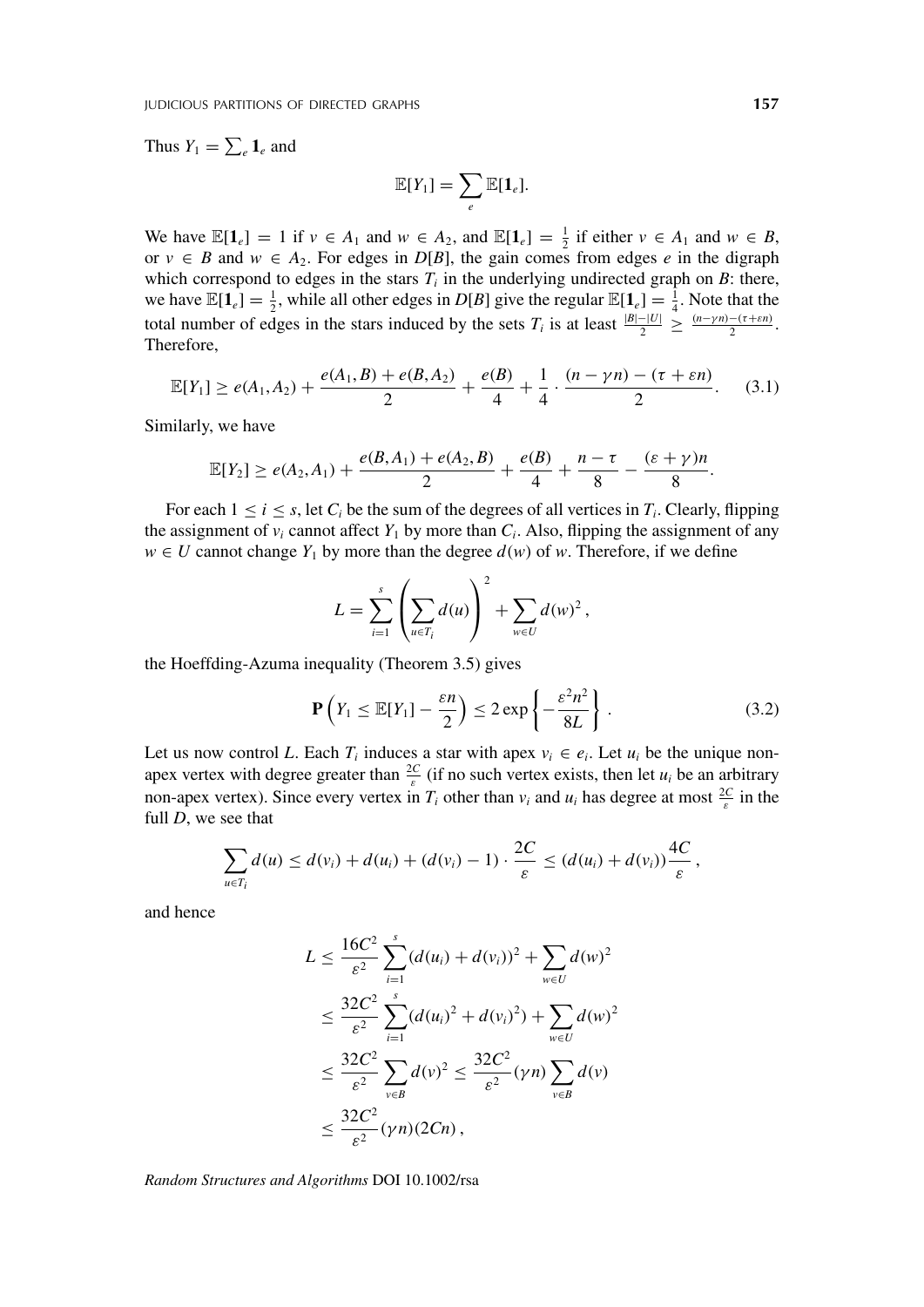Thus $Y_1 = \sum_e \mathbf{1}_e$ and

$$\mathbb{E}[Y_1] = \sum_e \mathbb{E}[\mathbf{1}_e].$$

We have $\mathbb{E}[\mathbf{1}_e] = 1$ if $v \in A_1$ and $w \in A_2$, and $\mathbb{E}[\mathbf{1}_e] = \frac{1}{2}$ if either $v \in A_1$ and $w \in B$, or $v \in B$ and $w \in A_2$. For edges in $D[B]$, the gain comes from edges $e$ in the digraph which correspond to edges in the stars $T_i$ in the underlying undirected graph on $B$: there, we have $\mathbb{E}[\mathbf{1}_e] = \frac{1}{2}$, while all other edges in $D[B]$ give the regular $\mathbb{E}[\mathbf{1}_e] = \frac{1}{4}$. Note that the total number of edges in the stars induced by the sets $T_i$ is at least $\frac{|B|-|U|}{2} \geq \frac{(n-\gamma n)-(\tau+\varepsilon n)}{2}$. Therefore,

$$\mathbb{E}[Y_1] \geq e(A_1, A_2) + \frac{e(A_1, B) + e(B, A_2)}{2} + \frac{e(B)}{4} + \frac{1}{4} \cdot \frac{(n - \gamma n) - (\tau + \varepsilon n)}{2}. \quad (3.1)$$

Similarly, we have

$$\mathbb{E}[Y_2] \geq e(A_2, A_1) + \frac{e(B, A_1) + e(A_2, B)}{2} + \frac{e(B)}{4} + \frac{n - \tau}{8} - \frac{(\varepsilon + \gamma)n}{8}.$$

For each $1 \leq i \leq s$, let $C_i$ be the sum of the degrees of all vertices in $T_i$. Clearly, flipping the assignment of $v_i$ cannot affect $Y_1$ by more than $C_i$. Also, flipping the assignment of any $w \in U$ cannot change $Y_1$ by more than the degree $d(w)$ of $w$. Therefore, if we define

$$L = \sum_{i=1}^{s} \left( \sum_{u \in T_i} d(u) \right)^2 + \sum_{w \in U} d(w)^2,$$

the Hoeffding-Azuma inequality (Theorem 3.5) gives

$$\mathbf{P}\left(Y_1 \leq \mathbb{E}[Y_1] - \frac{\varepsilon n}{2}\right) \leq 2 \exp\left\{-\frac{\varepsilon^2 n^2}{8L}\right\}. \quad (3.2)$$

Let us now control $L$. Each $T_i$ induces a star with apex $v_i \in e_i$. Let $u_i$ be the unique non-apex vertex with degree greater than $\frac{2C}{\varepsilon}$ (if no such vertex exists, then let $u_i$ be an arbitrary non-apex vertex). Since every vertex in $T_i$ other than $v_i$ and $u_i$ has degree at most $\frac{2C}{\varepsilon}$ in the full $D$, we see that

$$\sum_{u \in T_i} d(u) \leq d(v_i) + d(u_i) + (d(v_i) - 1) \cdot \frac{2C}{\varepsilon} \leq (d(u_i) + d(v_i)) \frac{4C}{\varepsilon},$$

and hence

$$\begin{aligned}
L &\leq \frac{16C^2}{\varepsilon^2} \sum_{i=1}^{s} (d(u_i) + d(v_i))^2 + \sum_{w \in U} d(w)^2 \\
&\leq \frac{32C^2}{\varepsilon^2} \sum_{i=1}^{s} (d(u_i)^2 + d(v_i)^2) + \sum_{w \in U} d(w)^2 \\
&\leq \frac{32C^2}{\varepsilon^2} \sum_{v \in B} d(v)^2 \leq \frac{32C^2}{\varepsilon^2} (\gamma n) \sum_{v \in B} d(v) \\
&\leq \frac{32C^2}{\varepsilon^2} (\gamma n)(2Cn),
\end{aligned}$$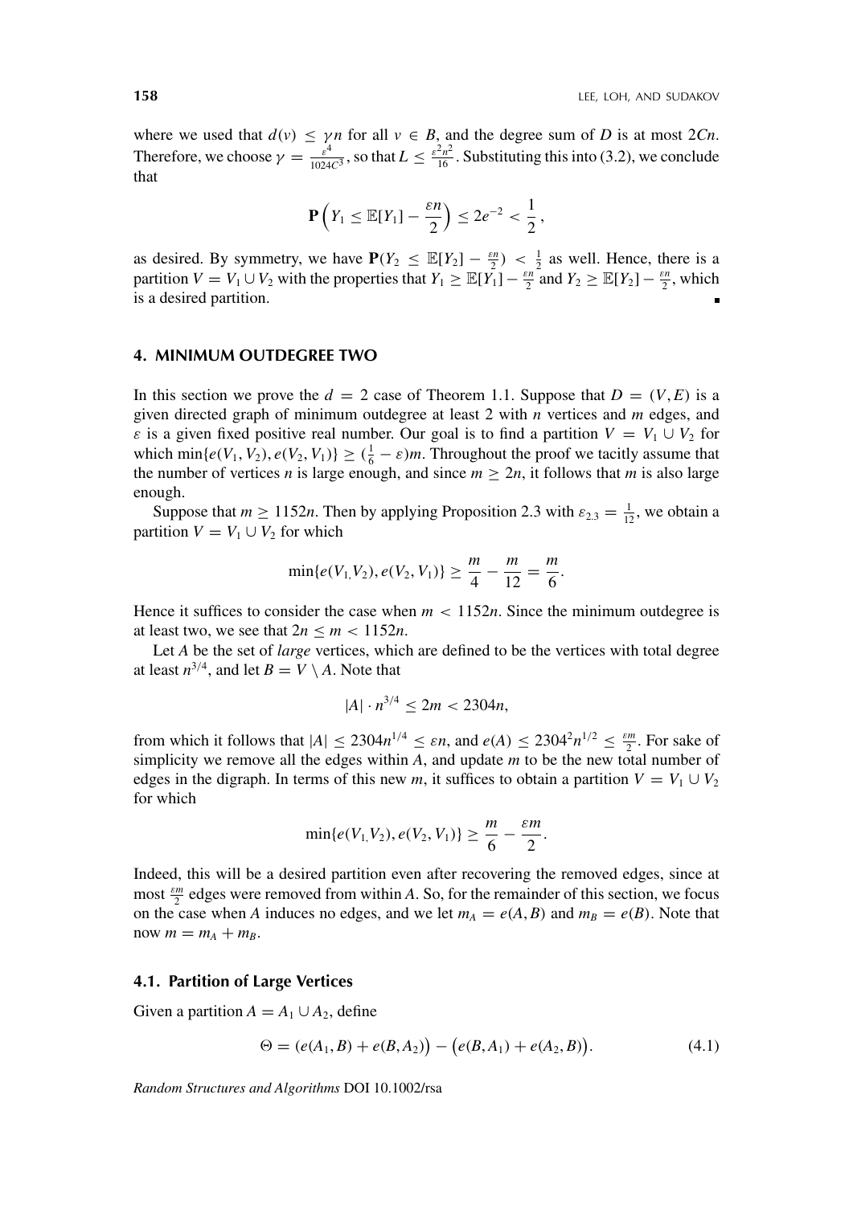where we used that $d(v) \le \gamma n$ for all $v \in B$, and the degree sum of $D$ is at most $2Cn$. Therefore, we choose $\gamma = \frac{\varepsilon^4}{1024C^3}$, so that $L \le \frac{\varepsilon^2 n^2}{16}$. Substituting this into (3.2), we conclude that

$$\mathbf{P}\Big(Y_1 \le \mathbb{E}[Y_1] - \frac{\varepsilon n}{2}\Big) \le 2e^{-2} < \frac{1}{2},$$

as desired. By symmetry, we have $\mathbf{P}(Y_2 \le \mathbb{E}[Y_2] - \frac{\varepsilon n}{2}) < \frac{1}{2}$ as well. Hence, there is a partition $V = V_1 \cup V_2$ with the properties that $Y_1 \ge \mathbb{E}[Y_1] - \frac{\varepsilon n}{2}$ and $Y_2 \ge \mathbb{E}[Y_2] - \frac{\varepsilon n}{2}$, which is a desired partition. ∎

## 4. MINIMUM OUTDEGREE TWO

In this section we prove the $d = 2$ case of Theorem 1.1. Suppose that $D = (V, E)$ is a given directed graph of minimum outdegree at least 2 with $n$ vertices and $m$ edges, and $\varepsilon$ is a given fixed positive real number. Our goal is to find a partition $V = V_1 \cup V_2$ for which $\min\{e(V_1, V_2), e(V_2, V_1)\} \ge (\frac{1}{6} - \varepsilon)m$. Throughout the proof we tacitly assume that the number of vertices $n$ is large enough, and since $m \ge 2n$, it follows that $m$ is also large enough.

Suppose that $m \ge 1152n$. Then by applying Proposition 2.3 with $\varepsilon_{2.3} = \frac{1}{12}$, we obtain a partition $V = V_1 \cup V_2$ for which

$$\min\{e(V_1, V_2), e(V_2, V_1)\} \ge \frac{m}{4} - \frac{m}{12} = \frac{m}{6}.$$

Hence it suffices to consider the case when $m < 1152n$. Since the minimum outdegree is at least two, we see that $2n \le m < 1152n$.

Let $A$ be the set of *large* vertices, which are defined to be the vertices with total degree at least $n^{3/4}$, and let $B = V \setminus A$. Note that

$$|A| \cdot n^{3/4} \le 2m < 2304n,$$

from which it follows that $|A| \le 2304n^{1/4} \le \varepsilon n$, and $e(A) \le 2304^2 n^{1/2} \le \frac{\varepsilon m}{2}$. For sake of simplicity we remove all the edges within $A$, and update $m$ to be the new total number of edges in the digraph. In terms of this new $m$, it suffices to obtain a partition $V = V_1 \cup V_2$ for which

$$\min\{e(V_1, V_2), e(V_2, V_1)\} \ge \frac{m}{6} - \frac{\varepsilon m}{2}.$$

Indeed, this will be a desired partition even after recovering the removed edges, since at most $\frac{\varepsilon m}{2}$ edges were removed from within $A$. So, for the remainder of this section, we focus on the case when $A$ induces no edges, and we let $m_A = e(A, B)$ and $m_B = e(B)$. Note that now $m = m_A + m_B$.

### 4.1. Partition of Large Vertices

Given a partition $A = A_1 \cup A_2$, define

$$\Theta = \big(e(A_1, B) + e(B, A_2)\big) - \big(e(B, A_1) + e(A_2, B)\big). \tag{4.1}$$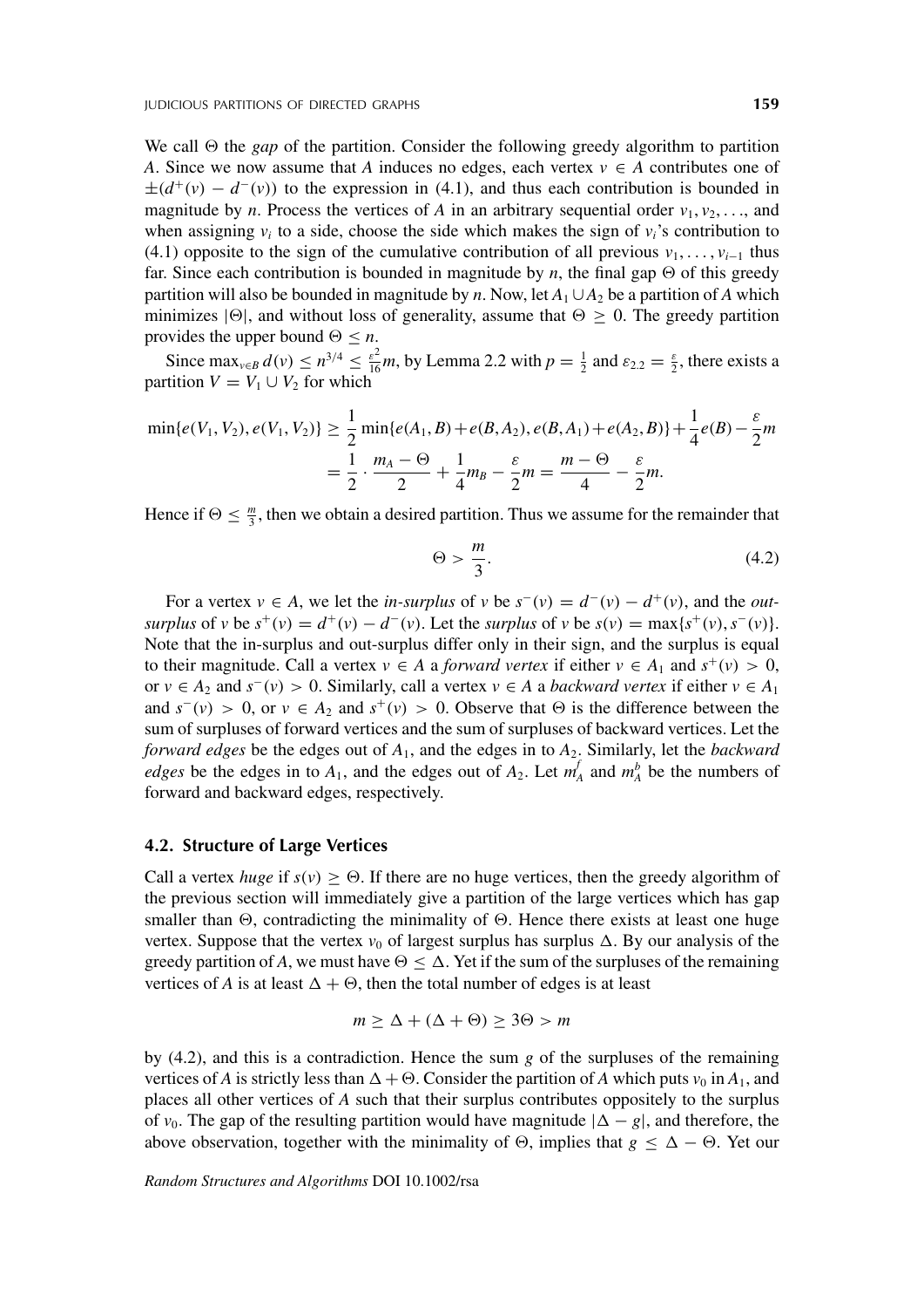We call $\Theta$ the *gap* of the partition. Consider the following greedy algorithm to partition $A$. Since we now assume that $A$ induces no edges, each vertex $v \in A$ contributes one of $\pm(d^+(v) - d^-(v))$ to the expression in (4.1), and thus each contribution is bounded in magnitude by $n$. Process the vertices of $A$ in an arbitrary sequential order $v_1, v_2, \ldots$, and when assigning $v_i$ to a side, choose the side which makes the sign of $v_i$'s contribution to (4.1) opposite to the sign of the cumulative contribution of all previous $v_1, \ldots, v_{i-1}$ thus far. Since each contribution is bounded in magnitude by $n$, the final gap $\Theta$ of this greedy partition will also be bounded in magnitude by $n$. Now, let $A_1 \cup A_2$ be a partition of $A$ which minimizes $|\Theta|$, and without loss of generality, assume that $\Theta \geq 0$. The greedy partition provides the upper bound $\Theta \leq n$.

Since $\max_{v \in B} d(v) \leq n^{3/4} \leq \frac{\varepsilon^2}{16} m$, by Lemma 2.2 with $p = \frac{1}{2}$ and $\varepsilon_{2.2} = \frac{\varepsilon}{2}$, there exists a partition $V = V_1 \cup V_2$ for which

$$\begin{aligned}
\min\{e(V_1, V_2), e(V_1, V_2)\} &\geq \frac{1}{2} \min\{e(A_1, B) + e(B, A_2), e(B, A_1) + e(A_2, B)\} + \frac{1}{4} e(B) - \frac{\varepsilon}{2} m \\
&= \frac{1}{2} \cdot \frac{m_A - \Theta}{2} + \frac{1}{4} m_B - \frac{\varepsilon}{2} m = \frac{m - \Theta}{4} - \frac{\varepsilon}{2} m.
\end{aligned}$$

Hence if $\Theta \leq \frac{m}{3}$, then we obtain a desired partition. Thus we assume for the remainder that

$$\Theta > \frac{m}{3}. \tag{4.2}$$

For a vertex $v \in A$, we let the *in-surplus* of $v$ be $s^-(v) = d^-(v) - d^+(v)$, and the *out-surplus* of $v$ be $s^+(v) = d^+(v) - d^-(v)$. Let the *surplus* of $v$ be $s(v) = \max\{s^+(v), s^-(v)\}$. Note that the in-surplus and out-surplus differ only in their sign, and the surplus is equal to their magnitude. Call a vertex $v \in A$ a *forward vertex* if either $v \in A_1$ and $s^+(v) > 0$, or $v \in A_2$ and $s^-(v) > 0$. Similarly, call a vertex $v \in A$ a *backward vertex* if either $v \in A_1$ and $s^-(v) > 0$, or $v \in A_2$ and $s^+(v) > 0$. Observe that $\Theta$ is the difference between the sum of surpluses of forward vertices and the sum of surpluses of backward vertices. Let the *forward edges* be the edges out of $A_1$, and the edges in to $A_2$. Similarly, let the *backward edges* be the edges in to $A_1$, and the edges out of $A_2$. Let $m_A^f$ and $m_A^b$ be the numbers of forward and backward edges, respectively.

### 4.2. Structure of Large Vertices

Call a vertex *huge* if $s(v) \geq \Theta$. If there are no huge vertices, then the greedy algorithm of the previous section will immediately give a partition of the large vertices which has gap smaller than $\Theta$, contradicting the minimality of $\Theta$. Hence there exists at least one huge vertex. Suppose that the vertex $v_0$ of largest surplus has surplus $\Delta$. By our analysis of the greedy partition of $A$, we must have $\Theta \leq \Delta$. Yet if the sum of the surpluses of the remaining vertices of $A$ is at least $\Delta + \Theta$, then the total number of edges is at least

$$m \geq \Delta + (\Delta + \Theta) \geq 3\Theta > m$$

by (4.2), and this is a contradiction. Hence the sum $g$ of the surpluses of the remaining vertices of $A$ is strictly less than $\Delta + \Theta$. Consider the partition of $A$ which puts $v_0$ in $A_1$, and places all other vertices of $A$ such that their surplus contributes oppositely to the surplus of $v_0$. The gap of the resulting partition would have magnitude $|\Delta - g|$, and therefore, the above observation, together with the minimality of $\Theta$, implies that $g \leq \Delta - \Theta$. Yet our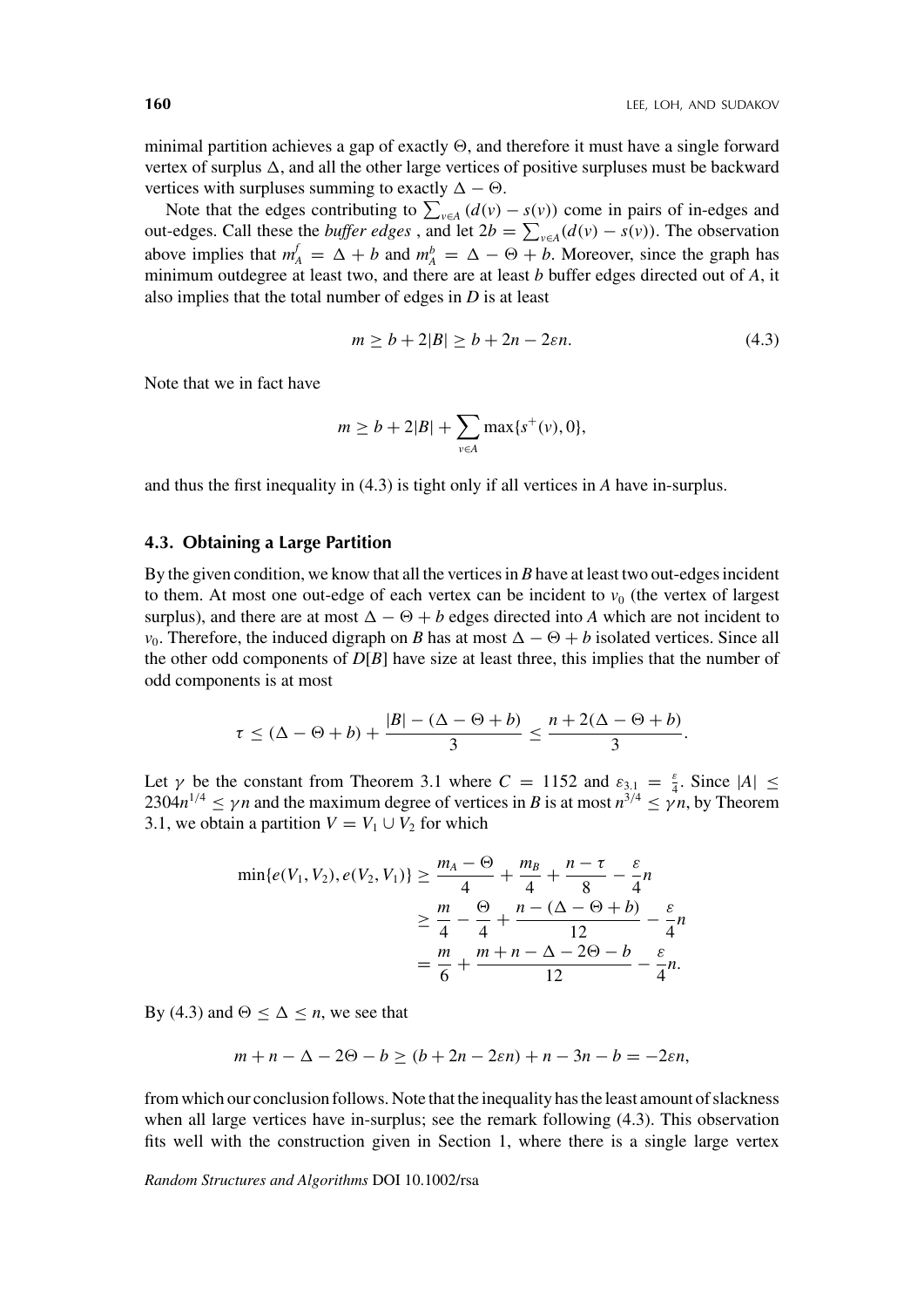minimal partition achieves a gap of exactly $\Theta$, and therefore it must have a single forward vertex of surplus $\Delta$, and all the other large vertices of positive surpluses must be backward vertices with surpluses summing to exactly $\Delta - \Theta$.

Note that the edges contributing to $\sum_{v \in A} (d(v) - s(v))$ come in pairs of in-edges and out-edges. Call these the *buffer edges* , and let $2b = \sum_{v \in A}(d(v) - s(v))$. The observation above implies that $m_A^f = \Delta + b$ and $m_A^b = \Delta - \Theta + b$. Moreover, since the graph has minimum outdegree at least two, and there are at least $b$ buffer edges directed out of $A$, it also implies that the total number of edges in $D$ is at least

$$m \geq b + 2|B| \geq b + 2n - 2\varepsilon n. \tag{4.3}$$

Note that we in fact have

$$m \geq b + 2|B| + \sum_{v \in A} \max\{s^+(v), 0\},$$

and thus the first inequality in (4.3) is tight only if all vertices in $A$ have in-surplus.

### 4.3. Obtaining a Large Partition

By the given condition, we know that all the vertices in $B$ have at least two out-edges incident to them. At most one out-edge of each vertex can be incident to $v_0$ (the vertex of largest surplus), and there are at most $\Delta - \Theta + b$ edges directed into $A$ which are not incident to $v_0$. Therefore, the induced digraph on $B$ has at most $\Delta - \Theta + b$ isolated vertices. Since all the other odd components of $D[B]$ have size at least three, this implies that the number of odd components is at most

$$\tau \leq (\Delta - \Theta + b) + \frac{|B| - (\Delta - \Theta + b)}{3} \leq \frac{n + 2(\Delta - \Theta + b)}{3}.$$

Let $\gamma$ be the constant from Theorem 3.1 where $C = 1152$ and $\varepsilon_{3.1} = \frac{\varepsilon}{4}$. Since $|A| \leq 2304n^{1/4} \leq \gamma n$ and the maximum degree of vertices in $B$ is at most $n^{3/4} \leq \gamma n$, by Theorem 3.1, we obtain a partition $V = V_1 \cup V_2$ for which

$$\begin{aligned}
\min\{e(V_1, V_2), e(V_2, V_1)\} &\geq \frac{m_A - \Theta}{4} + \frac{m_B}{4} + \frac{n - \tau}{8} - \frac{\varepsilon}{4}n \\
&\geq \frac{m}{4} - \frac{\Theta}{4} + \frac{n - (\Delta - \Theta + b)}{12} - \frac{\varepsilon}{4}n \\
&= \frac{m}{6} + \frac{m + n - \Delta - 2\Theta - b}{12} - \frac{\varepsilon}{4}n.
\end{aligned}$$

By (4.3) and $\Theta \leq \Delta \leq n$, we see that

$$m + n - \Delta - 2\Theta - b \geq (b + 2n - 2\varepsilon n) + n - 3n - b = -2\varepsilon n,$$

from which our conclusion follows. Note that the inequality has the least amount of slackness when all large vertices have in-surplus; see the remark following (4.3). This observation fits well with the construction given in Section 1, where there is a single large vertex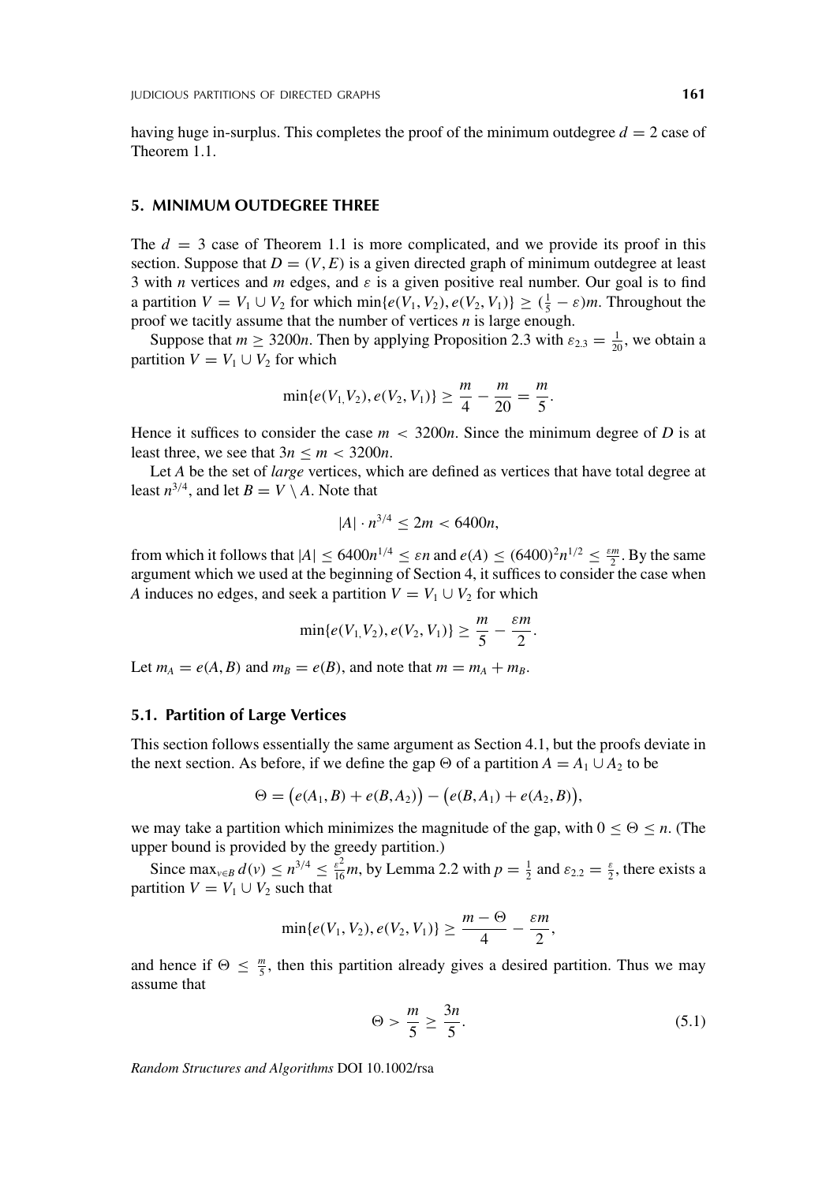having huge in-surplus. This completes the proof of the minimum outdegree $d = 2$ case of Theorem 1.1.

## 5. MINIMUM OUTDEGREE THREE

The $d = 3$ case of Theorem 1.1 is more complicated, and we provide its proof in this section. Suppose that $D = (V, E)$ is a given directed graph of minimum outdegree at least 3 with $n$ vertices and $m$ edges, and $\varepsilon$ is a given positive real number. Our goal is to find a partition $V = V_1 \cup V_2$ for which $\min\{e(V_1, V_2), e(V_2, V_1)\} \geq (\frac{1}{5} - \varepsilon)m$. Throughout the proof we tacitly assume that the number of vertices $n$ is large enough.

Suppose that $m \geq 3200n$. Then by applying Proposition 2.3 with $\varepsilon_{2.3} = \frac{1}{20}$, we obtain a partition $V = V_1 \cup V_2$ for which

$$\min\{e(V_1, V_2), e(V_2, V_1)\} \geq \frac{m}{4} - \frac{m}{20} = \frac{m}{5}.$$

Hence it suffices to consider the case $m < 3200n$. Since the minimum degree of $D$ is at least three, we see that $3n \leq m < 3200n$.

Let $A$ be the set of *large* vertices, which are defined as vertices that have total degree at least $n^{3/4}$, and let $B = V \setminus A$. Note that

$$|A| \cdot n^{3/4} \leq 2m < 6400n,$$

from which it follows that $|A| \leq 6400n^{1/4} \leq \varepsilon n$ and $e(A) \leq (6400)^2 n^{1/2} \leq \frac{\varepsilon m}{2}$. By the same argument which we used at the beginning of Section 4, it suffices to consider the case when $A$ induces no edges, and seek a partition $V = V_1 \cup V_2$ for which

$$\min\{e(V_1, V_2), e(V_2, V_1)\} \geq \frac{m}{5} - \frac{\varepsilon m}{2}.$$

Let $m_A = e(A, B)$ and $m_B = e(B)$, and note that $m = m_A + m_B$.

### 5.1. Partition of Large Vertices

This section follows essentially the same argument as Section 4.1, but the proofs deviate in the next section. As before, if we define the gap $\Theta$ of a partition $A = A_1 \cup A_2$ to be

$$\Theta = \big(e(A_1, B) + e(B, A_2)\big) - \big(e(B, A_1) + e(A_2, B)\big),$$

we may take a partition which minimizes the magnitude of the gap, with $0 \leq \Theta \leq n$. (The upper bound is provided by the greedy partition.)

Since $\max_{v \in B} d(v) \leq n^{3/4} \leq \frac{\varepsilon^2}{16}m$, by Lemma 2.2 with $p = \frac{1}{2}$ and $\varepsilon_{2.2} = \frac{\varepsilon}{2}$, there exists a partition $V = V_1 \cup V_2$ such that

$$\min\{e(V_1, V_2), e(V_2, V_1)\} \geq \frac{m - \Theta}{4} - \frac{\varepsilon m}{2},$$

and hence if $\Theta \leq \frac{m}{5}$, then this partition already gives a desired partition. Thus we may assume that

$$\Theta > \frac{m}{5} \geq \frac{3n}{5}. \tag{5.1}$$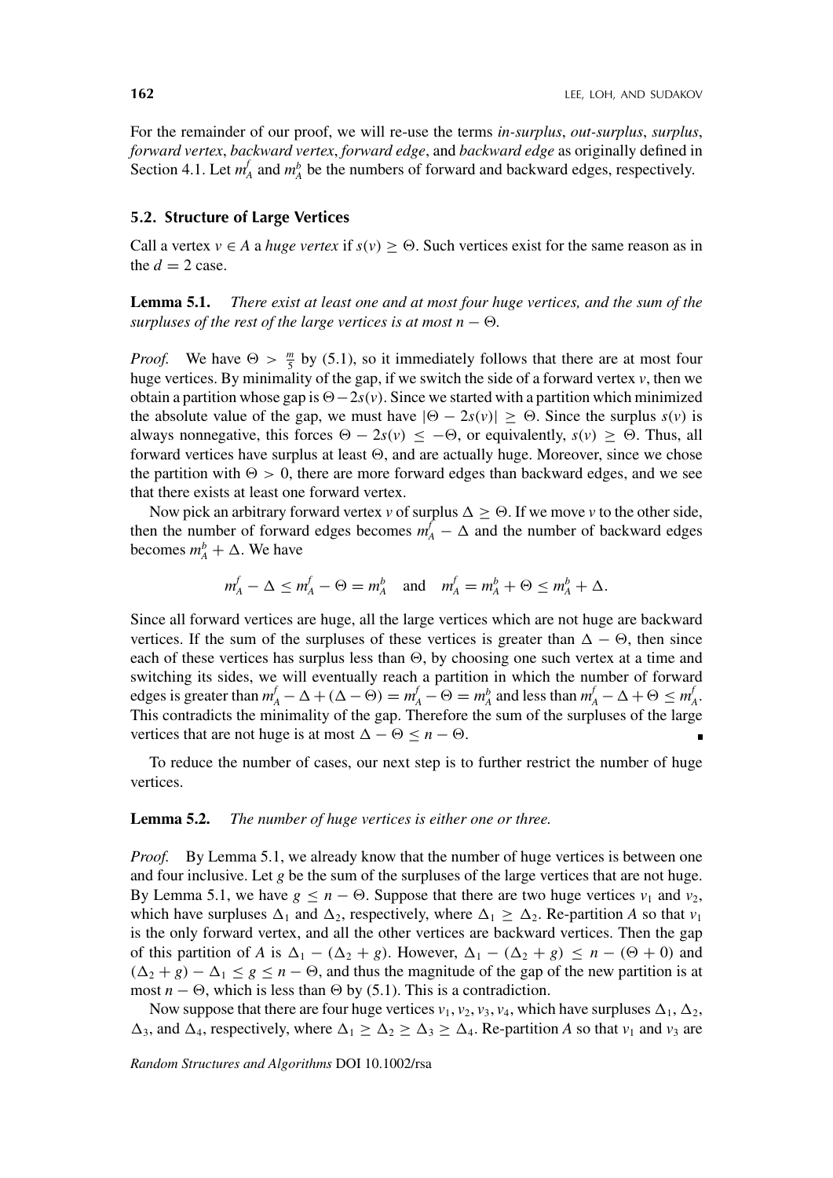For the remainder of our proof, we will re-use the terms *in-surplus*, *out-surplus*, *surplus*, *forward vertex*, *backward vertex*, *forward edge*, and *backward edge* as originally defined in Section 4.1. Let $m_A^f$ and $m_A^b$ be the numbers of forward and backward edges, respectively.

### 5.2. Structure of Large Vertices

Call a vertex $v \in A$ a *huge vertex* if $s(v) \geq \Theta$. Such vertices exist for the same reason as in the $d = 2$ case.

**Lemma 5.1.** *There exist at least one and at most four huge vertices, and the sum of the surpluses of the rest of the large vertices is at most $n - \Theta$.*

*Proof.* We have $\Theta > \frac{m}{5}$ by (5.1), so it immediately follows that there are at most four huge vertices. By minimality of the gap, if we switch the side of a forward vertex $v$, then we obtain a partition whose gap is $\Theta - 2s(v)$. Since we started with a partition which minimized the absolute value of the gap, we must have $|\Theta - 2s(v)| \geq \Theta$. Since the surplus $s(v)$ is always nonnegative, this forces $\Theta - 2s(v) \leq -\Theta$, or equivalently, $s(v) \geq \Theta$. Thus, all forward vertices have surplus at least $\Theta$, and are actually huge. Moreover, since we chose the partition with $\Theta > 0$, there are more forward edges than backward edges, and we see that there exists at least one forward vertex.

Now pick an arbitrary forward vertex $v$ of surplus $\Delta \geq \Theta$. If we move $v$ to the other side, then the number of forward edges becomes $m_A^f - \Delta$ and the number of backward edges becomes $m_A^b + \Delta$. We have

$$m_A^f - \Delta \leq m_A^f - \Theta = m_A^b \quad \text{and} \quad m_A^f = m_A^b + \Theta \leq m_A^b + \Delta.$$

Since all forward vertices are huge, all the large vertices which are not huge are backward vertices. If the sum of the surpluses of these vertices is greater than $\Delta - \Theta$, then since each of these vertices has surplus less than $\Theta$, by choosing one such vertex at a time and switching its sides, we will eventually reach a partition in which the number of forward edges is greater than $m_A^f - \Delta + (\Delta - \Theta) = m_A^f - \Theta = m_A^b$ and less than $m_A^f - \Delta + \Theta \leq m_A^f$. This contradicts the minimality of the gap. Therefore the sum of the surpluses of the large vertices that are not huge is at most $\Delta - \Theta \leq n - \Theta$. ∎

To reduce the number of cases, our next step is to further restrict the number of huge vertices.

**Lemma 5.2.** *The number of huge vertices is either one or three.*

*Proof.* By Lemma 5.1, we already know that the number of huge vertices is between one and four inclusive. Let $g$ be the sum of the surpluses of the large vertices that are not huge. By Lemma 5.1, we have $g \leq n - \Theta$. Suppose that there are two huge vertices $v_1$ and $v_2$, which have surpluses $\Delta_1$ and $\Delta_2$, respectively, where $\Delta_1 \geq \Delta_2$. Re-partition $A$ so that $v_1$ is the only forward vertex, and all the other vertices are backward vertices. Then the gap of this partition of $A$ is $\Delta_1 - (\Delta_2 + g)$. However, $\Delta_1 - (\Delta_2 + g) \leq n - (\Theta + 0)$ and $(\Delta_2 + g) - \Delta_1 \leq g \leq n - \Theta$, and thus the magnitude of the gap of the new partition is at most $n - \Theta$, which is less than $\Theta$ by (5.1). This is a contradiction.

Now suppose that there are four huge vertices $v_1, v_2, v_3, v_4$, which have surpluses $\Delta_1$, $\Delta_2$, $\Delta_3$, and $\Delta_4$, respectively, where $\Delta_1 \geq \Delta_2 \geq \Delta_3 \geq \Delta_4$. Re-partition $A$ so that $v_1$ and $v_3$ are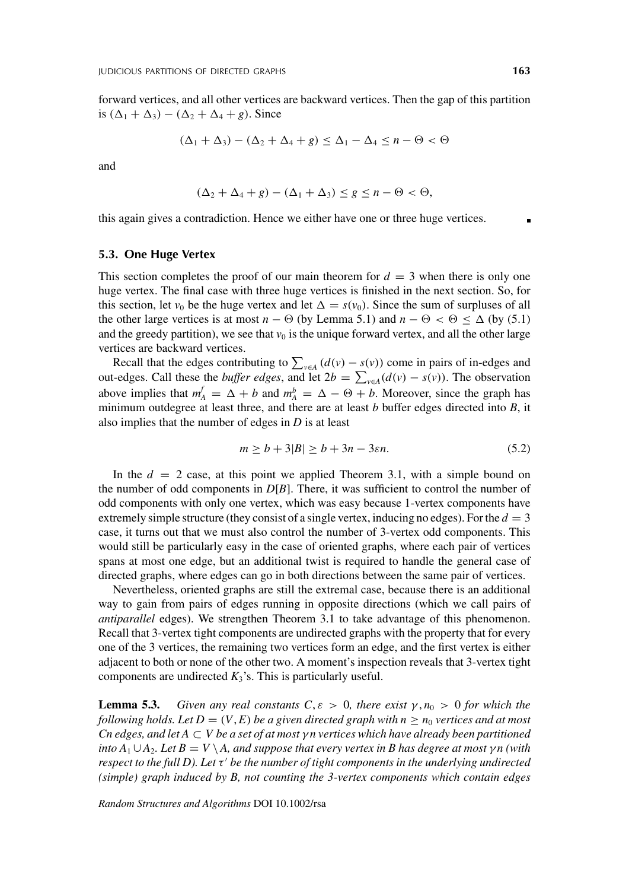forward vertices, and all other vertices are backward vertices. Then the gap of this partition is $(\Delta_1 + \Delta_3) - (\Delta_2 + \Delta_4 + g)$. Since

$$(\Delta_1 + \Delta_3) - (\Delta_2 + \Delta_4 + g) \leq \Delta_1 - \Delta_4 \leq n - \Theta < \Theta$$

and

$$(\Delta_2 + \Delta_4 + g) - (\Delta_1 + \Delta_3) \leq g \leq n - \Theta < \Theta,$$

this again gives a contradiction. Hence we either have one or three huge vertices. ∎

### 5.3. One Huge Vertex

This section completes the proof of our main theorem for $d = 3$ when there is only one huge vertex. The final case with three huge vertices is finished in the next section. So, for this section, let $v_0$ be the huge vertex and let $\Delta = s(v_0)$. Since the sum of surpluses of all the other large vertices is at most $n - \Theta$ (by Lemma 5.1) and $n - \Theta < \Theta \leq \Delta$ (by (5.1) and the greedy partition), we see that $v_0$ is the unique forward vertex, and all the other large vertices are backward vertices.

Recall that the edges contributing to $\sum_{v \in A} (d(v) - s(v))$ come in pairs of in-edges and out-edges. Call these the *buffer edges*, and let $2b = \sum_{v \in A} (d(v) - s(v))$. The observation above implies that $m_A^f = \Delta + b$ and $m_A^b = \Delta - \Theta + b$. Moreover, since the graph has minimum outdegree at least three, and there are at least $b$ buffer edges directed into $B$, it also implies that the number of edges in $D$ is at least

$$m \geq b + 3|B| \geq b + 3n - 3\varepsilon n. \tag{5.2}$$

In the $d = 2$ case, at this point we applied Theorem 3.1, with a simple bound on the number of odd components in $D[B]$. There, it was sufficient to control the number of odd components with only one vertex, which was easy because 1-vertex components have extremely simple structure (they consist of a single vertex, inducing no edges). For the $d = 3$ case, it turns out that we must also control the number of 3-vertex odd components. This would still be particularly easy in the case of oriented graphs, where each pair of vertices spans at most one edge, but an additional twist is required to handle the general case of directed graphs, where edges can go in both directions between the same pair of vertices.

Nevertheless, oriented graphs are still the extremal case, because there is an additional way to gain from pairs of edges running in opposite directions (which we call pairs of *antiparallel* edges). We strengthen Theorem 3.1 to take advantage of this phenomenon. Recall that 3-vertex tight components are undirected graphs with the property that for every one of the 3 vertices, the remaining two vertices form an edge, and the first vertex is either adjacent to both or none of the other two. A moment's inspection reveals that 3-vertex tight components are undirected $K_3$'s. This is particularly useful.

**Lemma 5.3.** *Given any real constants $C, \varepsilon > 0$, there exist $\gamma, n_0 > 0$ for which the following holds. Let $D = (V, E)$ be a given directed graph with $n \geq n_0$ vertices and at most $Cn$ edges, and let $A \subset V$ be a set of at most $\gamma n$ vertices which have already been partitioned into $A_1 \cup A_2$. Let $B = V \setminus A$, and suppose that every vertex in $B$ has degree at most $\gamma n$ (with respect to the full $D$). Let $\tau'$ be the number of tight components in the underlying undirected (simple) graph induced by $B$, not counting the 3-vertex components which contain edges*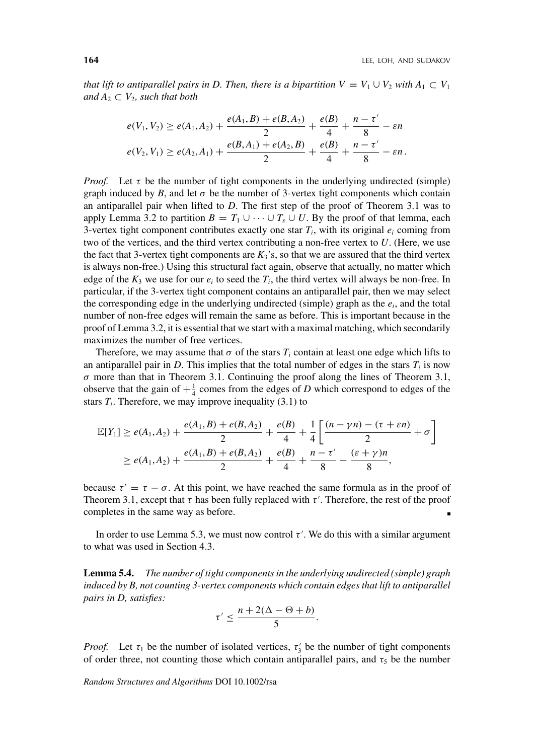*that lift to antiparallel pairs in D. Then, there is a bipartition $V = V_1 \cup V_2$ with $A_1 \subset V_1$ and $A_2 \subset V_2$, such that both*

$$e(V_1, V_2) \geq e(A_1, A_2) + \frac{e(A_1, B) + e(B, A_2)}{2} + \frac{e(B)}{4} + \frac{n - \tau'}{8} - \varepsilon n$$
$$e(V_2, V_1) \geq e(A_2, A_1) + \frac{e(B, A_1) + e(A_2, B)}{2} + \frac{e(B)}{4} + \frac{n - \tau'}{8} - \varepsilon n\,.$$

*Proof.* Let $\tau$ be the number of tight components in the underlying undirected (simple) graph induced by $B$, and let $\sigma$ be the number of 3-vertex tight components which contain an antiparallel pair when lifted to $D$. The first step of the proof of Theorem 3.1 was to apply Lemma 3.2 to partition $B = T_1 \cup \cdots \cup T_s \cup U$. By the proof of that lemma, each 3-vertex tight component contributes exactly one star $T_i$, with its original $e_i$ coming from two of the vertices, and the third vertex contributing a non-free vertex to $U$. (Here, we use the fact that 3-vertex tight components are $K_3$'s, so that we are assured that the third vertex is always non-free.) Using this structural fact again, observe that actually, no matter which edge of the $K_3$ we use for our $e_i$ to seed the $T_i$, the third vertex will always be non-free. In particular, if the 3-vertex tight component contains an antiparallel pair, then we may select the corresponding edge in the underlying undirected (simple) graph as the $e_i$, and the total number of non-free edges will remain the same as before. This is important because in the proof of Lemma 3.2, it is essential that we start with a maximal matching, which secondarily maximizes the number of free vertices.

Therefore, we may assume that $\sigma$ of the stars $T_i$ contain at least one edge which lifts to an antiparallel pair in $D$. This implies that the total number of edges in the stars $T_i$ is now $\sigma$ more than that in Theorem 3.1. Continuing the proof along the lines of Theorem 3.1, observe that the gain of $+\frac{1}{4}$ comes from the edges of $D$ which correspond to edges of the stars $T_i$. Therefore, we may improve inequality (3.1) to

$$\begin{aligned}
\mathbb{E}[Y_1] &\geq e(A_1, A_2) + \frac{e(A_1, B) + e(B, A_2)}{2} + \frac{e(B)}{4} + \frac{1}{4}\left[\frac{(n - \gamma n) - (\tau + \varepsilon n)}{2} + \sigma\right] \\
&\geq e(A_1, A_2) + \frac{e(A_1, B) + e(B, A_2)}{2} + \frac{e(B)}{4} + \frac{n - \tau'}{8} - \frac{(\varepsilon + \gamma)n}{8},
\end{aligned}$$

because $\tau' = \tau - \sigma$. At this point, we have reached the same formula as in the proof of Theorem 3.1, except that $\tau$ has been fully replaced with $\tau'$. Therefore, the rest of the proof completes in the same way as before. ∎

In order to use Lemma 5.3, we must now control $\tau'$. We do this with a similar argument to what was used in Section 4.3.

**Lemma 5.4.** *The number of tight components in the underlying undirected (simple) graph induced by B, not counting 3-vertex components which contain edges that lift to antiparallel pairs in D, satisfies:*

$$\tau' \leq \frac{n + 2(\Delta - \Theta + b)}{5}.$$

*Proof.* Let $\tau_1$ be the number of isolated vertices, $\tau_3'$ be the number of tight components of order three, not counting those which contain antiparallel pairs, and $\tau_5$ be the number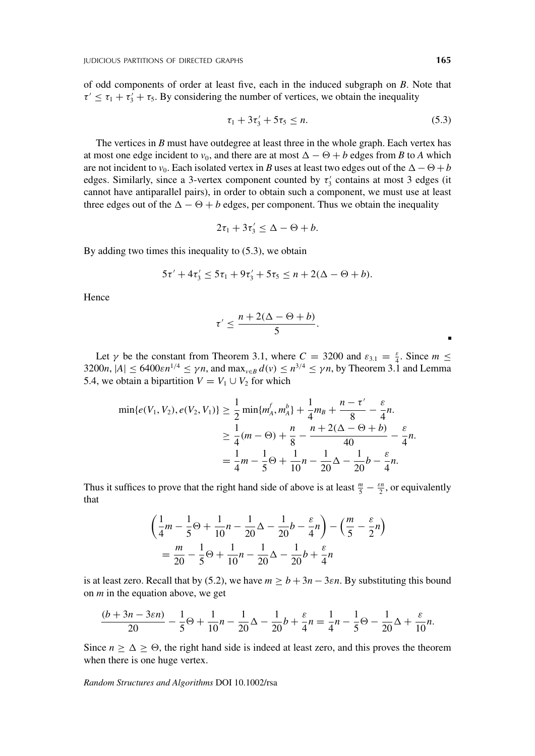of odd components of order at least five, each in the induced subgraph on $B$. Note that $\tau' \leq \tau_1 + \tau_3' + \tau_5$. By considering the number of vertices, we obtain the inequality

$$\tau_1 + 3\tau_3' + 5\tau_5 \leq n. \tag{5.3}$$

The vertices in $B$ must have outdegree at least three in the whole graph. Each vertex has at most one edge incident to $v_0$, and there are at most $\Delta - \Theta + b$ edges from $B$ to $A$ which are not incident to $v_0$. Each isolated vertex in $B$ uses at least two edges out of the $\Delta - \Theta + b$ edges. Similarly, since a 3-vertex component counted by $\tau_3'$ contains at most 3 edges (it cannot have antiparallel pairs), in order to obtain such a component, we must use at least three edges out of the $\Delta - \Theta + b$ edges, per component. Thus we obtain the inequality

$$2\tau_1 + 3\tau_3' \leq \Delta - \Theta + b.$$

By adding two times this inequality to (5.3), we obtain

$$5\tau' + 4\tau_3' \leq 5\tau_1 + 9\tau_3' + 5\tau_5 \leq n + 2(\Delta - \Theta + b).$$

Hence

$$\tau' \leq \frac{n + 2(\Delta - \Theta + b)}{5}.$$

∎

Let $\gamma$ be the constant from Theorem 3.1, where $C = 3200$ and $\varepsilon_{3.1} = \frac{\varepsilon}{4}$. Since $m \leq 3200n$, $|A| \leq 6400\varepsilon n^{1/4} \leq \gamma n$, and $\max_{v \in B} d(v) \leq n^{3/4} \leq \gamma n$, by Theorem 3.1 and Lemma 5.4, we obtain a bipartition $V = V_1 \cup V_2$ for which

$$\begin{aligned}
\min\{e(V_1, V_2), e(V_2, V_1)\} &\geq \frac{1}{2}\min\{m_A^f, m_A^b\} + \frac{1}{4}m_B + \frac{n - \tau'}{8} - \frac{\varepsilon}{4}n. \\
&\geq \frac{1}{4}(m - \Theta) + \frac{n}{8} - \frac{n + 2(\Delta - \Theta + b)}{40} - \frac{\varepsilon}{4}n. \\
&= \frac{1}{4}m - \frac{1}{5}\Theta + \frac{1}{10}n - \frac{1}{20}\Delta - \frac{1}{20}b - \frac{\varepsilon}{4}n.
\end{aligned}$$

Thus it suffices to prove that the right hand side of above is at least $\frac{m}{5} - \frac{\varepsilon n}{2}$, or equivalently that

$$\begin{aligned}
&\left(\frac{1}{4}m - \frac{1}{5}\Theta + \frac{1}{10}n - \frac{1}{20}\Delta - \frac{1}{20}b - \frac{\varepsilon}{4}n\right) - \left(\frac{m}{5} - \frac{\varepsilon}{2}n\right) \\
&= \frac{m}{20} - \frac{1}{5}\Theta + \frac{1}{10}n - \frac{1}{20}\Delta - \frac{1}{20}b + \frac{\varepsilon}{4}n
\end{aligned}$$

is at least zero. Recall that by (5.2), we have $m \geq b + 3n - 3\varepsilon n$. By substituting this bound on $m$ in the equation above, we get

$$\frac{(b + 3n - 3\varepsilon n)}{20} - \frac{1}{5}\Theta + \frac{1}{10}n - \frac{1}{20}\Delta - \frac{1}{20}b + \frac{\varepsilon}{4}n = \frac{1}{4}n - \frac{1}{5}\Theta - \frac{1}{20}\Delta + \frac{\varepsilon}{10}n.$$

Since $n \geq \Delta \geq \Theta$, the right hand side is indeed at least zero, and this proves the theorem when there is one huge vertex.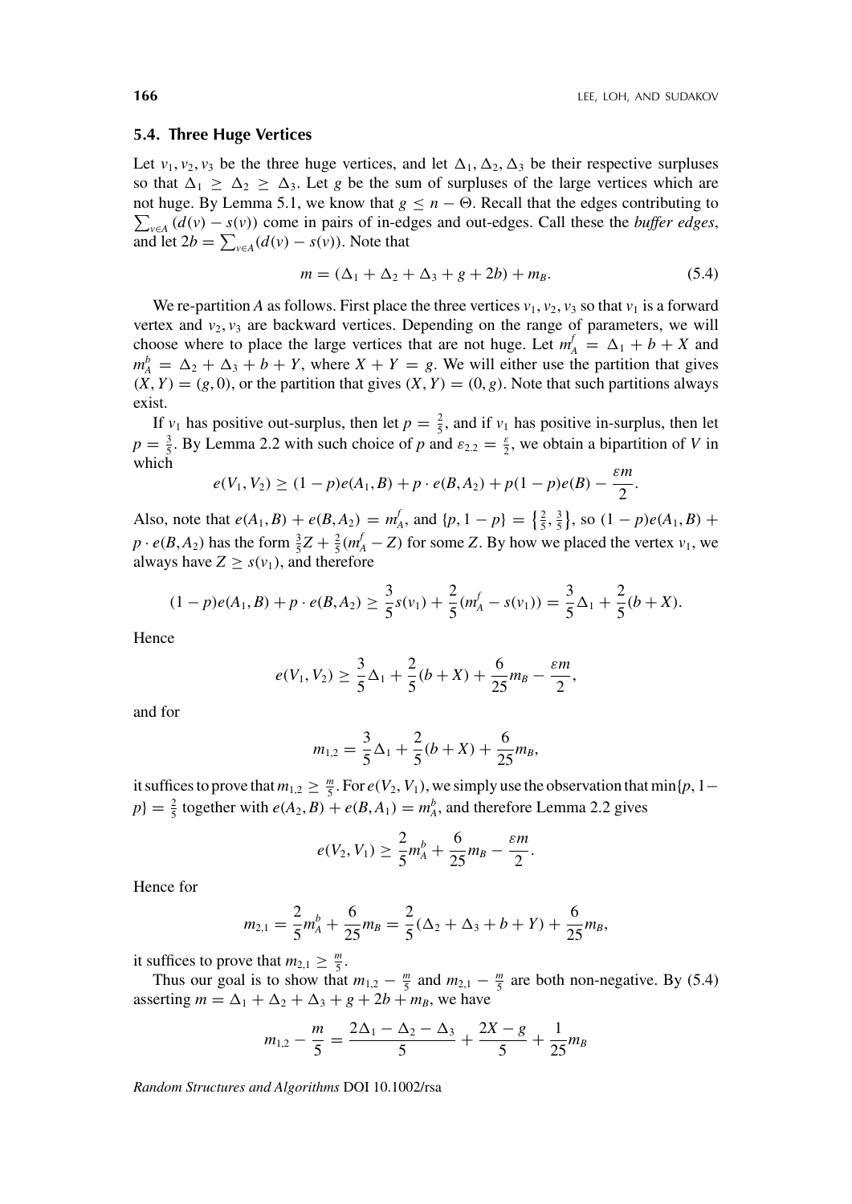### 5.4. Three Huge Vertices

Let $v_1, v_2, v_3$ be the three huge vertices, and let $\Delta_1, \Delta_2, \Delta_3$ be their respective surpluses so that $\Delta_1 \geq \Delta_2 \geq \Delta_3$. Let $g$ be the sum of surpluses of the large vertices which are not huge. By Lemma 5.1, we know that $g \leq n - \Theta$. Recall that the edges contributing to $\sum_{v \in A}(d(v) - s(v))$ come in pairs of in-edges and out-edges. Call these the *buffer edges*, and let $2b = \sum_{v \in A}(d(v) - s(v))$. Note that

$$m = (\Delta_1 + \Delta_2 + \Delta_3 + g + 2b) + m_B. \tag{5.4}$$

We re-partition $A$ as follows. First place the three vertices $v_1, v_2, v_3$ so that $v_1$ is a forward vertex and $v_2, v_3$ are backward vertices. Depending on the range of parameters, we will choose where to place the large vertices that are not huge. Let $m_A^f = \Delta_1 + b + X$ and $m_A^b = \Delta_2 + \Delta_3 + b + Y$, where $X + Y = g$. We will either use the partition that gives $(X, Y) = (g, 0)$, or the partition that gives $(X, Y) = (0, g)$. Note that such partitions always exist.

If $v_1$ has positive out-surplus, then let $p = \frac{2}{5}$, and if $v_1$ has positive in-surplus, then let $p = \frac{3}{5}$. By Lemma 2.2 with such choice of $p$ and $\varepsilon_{2.2} = \frac{\varepsilon}{2}$, we obtain a bipartition of $V$ in which

$$e(V_1, V_2) \geq (1-p)e(A_1, B) + p \cdot e(B, A_2) + p(1-p)e(B) - \frac{\varepsilon m}{2}.$$

Also, note that $e(A_1, B) + e(B, A_2) = m_A^f$, and $\{p, 1-p\} = \left\{\frac{2}{5}, \frac{3}{5}\right\}$, so $(1-p)e(A_1, B) + p \cdot e(B, A_2)$ has the form $\frac{3}{5}Z + \frac{2}{5}(m_A^f - Z)$ for some $Z$. By how we placed the vertex $v_1$, we always have $Z \geq s(v_1)$, and therefore

$$(1-p)e(A_1, B) + p \cdot e(B, A_2) \geq \frac{3}{5}s(v_1) + \frac{2}{5}(m_A^f - s(v_1)) = \frac{3}{5}\Delta_1 + \frac{2}{5}(b + X).$$

Hence

$$e(V_1, V_2) \geq \frac{3}{5}\Delta_1 + \frac{2}{5}(b + X) + \frac{6}{25}m_B - \frac{\varepsilon m}{2},$$

and for

$$m_{1,2} = \frac{3}{5}\Delta_1 + \frac{2}{5}(b + X) + \frac{6}{25}m_B,$$

it suffices to prove that $m_{1,2} \geq \frac{m}{5}$. For $e(V_2, V_1)$, we simply use the observation that $\min\{p, 1-p\} = \frac{2}{5}$ together with $e(A_2, B) + e(B, A_1) = m_A^b$, and therefore Lemma 2.2 gives

$$e(V_2, V_1) \geq \frac{2}{5}m_A^b + \frac{6}{25}m_B - \frac{\varepsilon m}{2}.$$

Hence for

$$m_{2,1} = \frac{2}{5}m_A^b + \frac{6}{25}m_B = \frac{2}{5}(\Delta_2 + \Delta_3 + b + Y) + \frac{6}{25}m_B,$$

it suffices to prove that $m_{2,1} \geq \frac{m}{5}$.

Thus our goal is to show that $m_{1,2} - \frac{m}{5}$ and $m_{2,1} - \frac{m}{5}$ are both non-negative. By (5.4) asserting $m = \Delta_1 + \Delta_2 + \Delta_3 + g + 2b + m_B$, we have

$$m_{1,2} - \frac{m}{5} = \frac{2\Delta_1 - \Delta_2 - \Delta_3}{5} + \frac{2X - g}{5} + \frac{1}{25}m_B$$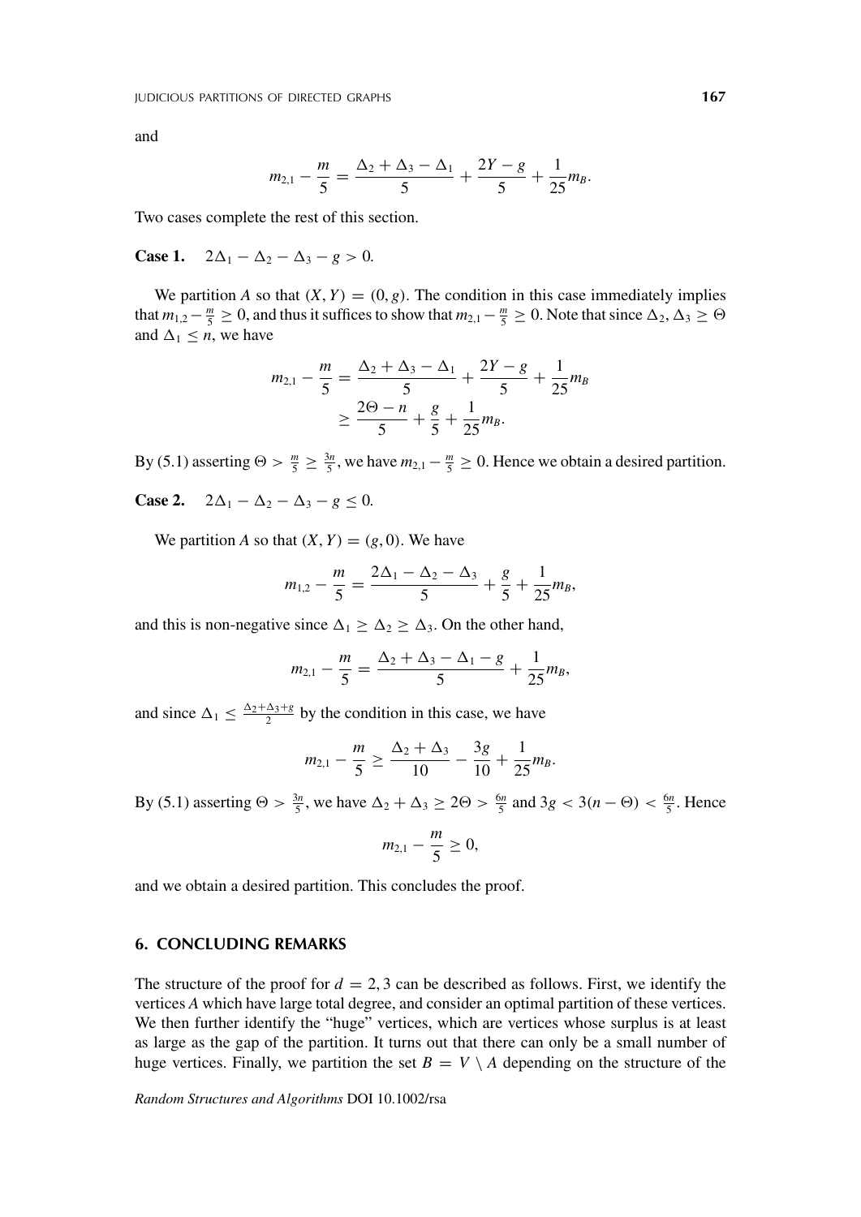and

$$m_{2,1} - \frac{m}{5} = \frac{\Delta_2 + \Delta_3 - \Delta_1}{5} + \frac{2Y - g}{5} + \frac{1}{25}m_B.$$

Two cases complete the rest of this section.

**Case 1.** $2\Delta_1 - \Delta_2 - \Delta_3 - g > 0$.

We partition $A$ so that $(X, Y) = (0, g)$. The condition in this case immediately implies that $m_{1,2} - \frac{m}{5} \geq 0$, and thus it suffices to show that $m_{2,1} - \frac{m}{5} \geq 0$. Note that since $\Delta_2, \Delta_3 \geq \Theta$ and $\Delta_1 \leq n$, we have

$$m_{2,1} - \frac{m}{5} = \frac{\Delta_2 + \Delta_3 - \Delta_1}{5} + \frac{2Y - g}{5} + \frac{1}{25}m_B$$
$$\geq \frac{2\Theta - n}{5} + \frac{g}{5} + \frac{1}{25}m_B.$$

By (5.1) asserting $\Theta > \frac{m}{5} \geq \frac{3n}{5}$, we have $m_{2,1} - \frac{m}{5} \geq 0$. Hence we obtain a desired partition.

**Case 2.** $2\Delta_1 - \Delta_2 - \Delta_3 - g \leq 0$.

We partition $A$ so that $(X, Y) = (g, 0)$. We have

$$m_{1,2} - \frac{m}{5} = \frac{2\Delta_1 - \Delta_2 - \Delta_3}{5} + \frac{g}{5} + \frac{1}{25}m_B,$$

and this is non-negative since $\Delta_1 \geq \Delta_2 \geq \Delta_3$. On the other hand,

$$m_{2,1} - \frac{m}{5} = \frac{\Delta_2 + \Delta_3 - \Delta_1 - g}{5} + \frac{1}{25}m_B,$$

and since $\Delta_1 \leq \frac{\Delta_2 + \Delta_3 + g}{2}$ by the condition in this case, we have

$$m_{2,1} - \frac{m}{5} \geq \frac{\Delta_2 + \Delta_3}{10} - \frac{3g}{10} + \frac{1}{25}m_B.$$

By (5.1) asserting $\Theta > \frac{3n}{5}$, we have $\Delta_2 + \Delta_3 \geq 2\Theta > \frac{6n}{5}$ and $3g < 3(n - \Theta) < \frac{6n}{5}$. Hence

$$m_{2,1} - \frac{m}{5} \geq 0,$$

and we obtain a desired partition. This concludes the proof.

## 6. CONCLUDING REMARKS

The structure of the proof for $d = 2, 3$ can be described as follows. First, we identify the vertices $A$ which have large total degree, and consider an optimal partition of these vertices. We then further identify the "huge" vertices, which are vertices whose surplus is at least as large as the gap of the partition. It turns out that there can only be a small number of huge vertices. Finally, we partition the set $B = V \setminus A$ depending on the structure of the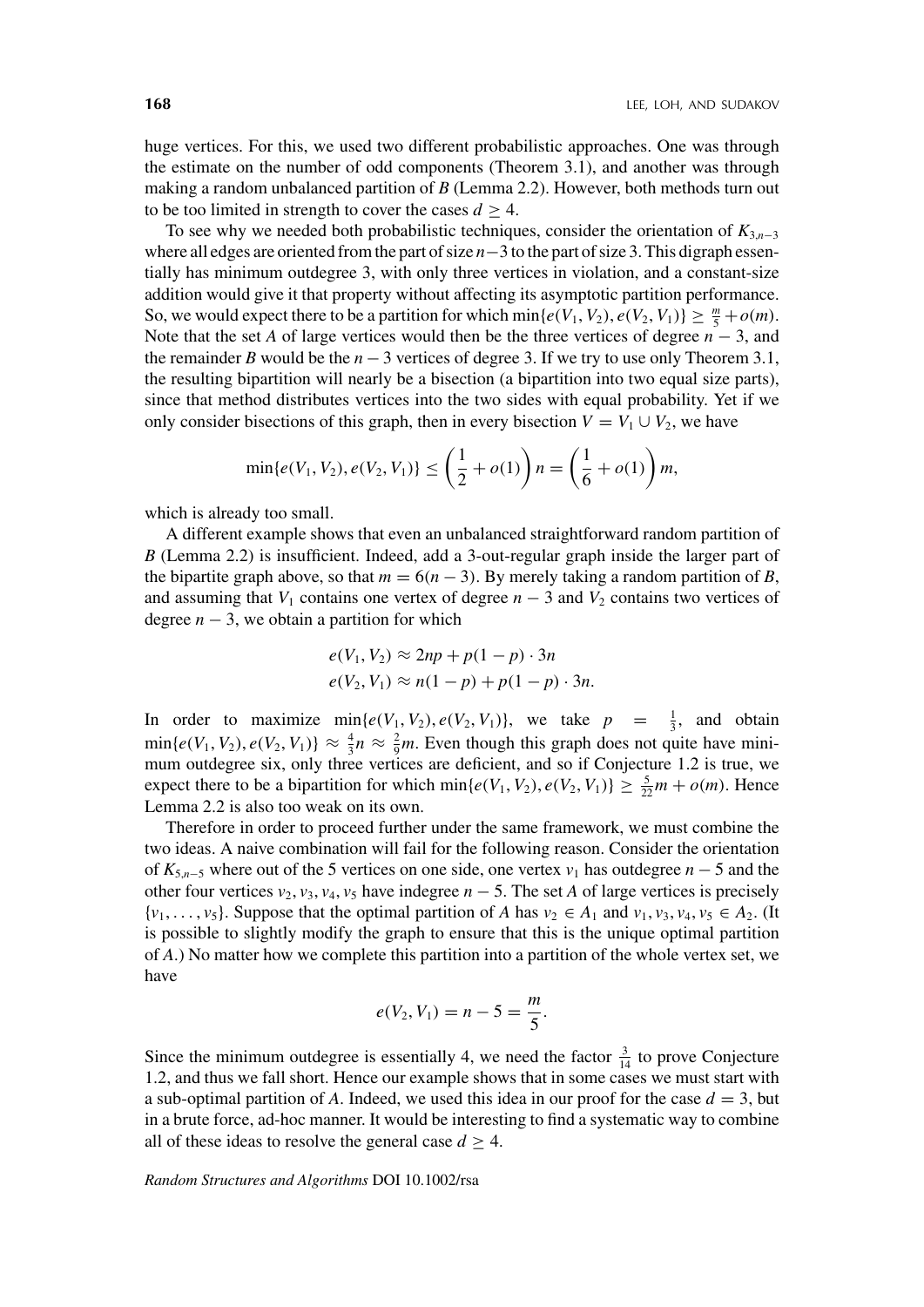huge vertices. For this, we used two different probabilistic approaches. One was through the estimate on the number of odd components (Theorem 3.1), and another was through making a random unbalanced partition of $B$ (Lemma 2.2). However, both methods turn out to be too limited in strength to cover the cases $d \geq 4$.

To see why we needed both probabilistic techniques, consider the orientation of $K_{3,n-3}$ where all edges are oriented from the part of size $n-3$ to the part of size 3. This digraph essentially has minimum outdegree 3, with only three vertices in violation, and a constant-size addition would give it that property without affecting its asymptotic partition performance. So, we would expect there to be a partition for which $\min\{e(V_1, V_2), e(V_2, V_1)\} \geq \frac{m}{5} + o(m)$. Note that the set $A$ of large vertices would then be the three vertices of degree $n-3$, and the remainder $B$ would be the $n-3$ vertices of degree 3. If we try to use only Theorem 3.1, the resulting bipartition will nearly be a bisection (a bipartition into two equal size parts), since that method distributes vertices into the two sides with equal probability. Yet if we only consider bisections of this graph, then in every bisection $V = V_1 \cup V_2$, we have

$$\min\{e(V_1, V_2), e(V_2, V_1)\} \leq \left(\frac{1}{2} + o(1)\right) n = \left(\frac{1}{6} + o(1)\right) m,$$

which is already too small.

A different example shows that even an unbalanced straightforward random partition of $B$ (Lemma 2.2) is insufficient. Indeed, add a 3-out-regular graph inside the larger part of the bipartite graph above, so that $m = 6(n-3)$. By merely taking a random partition of $B$, and assuming that $V_1$ contains one vertex of degree $n-3$ and $V_2$ contains two vertices of degree $n-3$, we obtain a partition for which

$$\begin{aligned}
e(V_1, V_2) &\approx 2np + p(1-p) \cdot 3n \\
e(V_2, V_1) &\approx n(1-p) + p(1-p) \cdot 3n.
\end{aligned}$$

In order to maximize $\min\{e(V_1, V_2), e(V_2, V_1)\}$, we take $p = \frac{1}{3}$, and obtain $\min\{e(V_1, V_2), e(V_2, V_1)\} \approx \frac{4}{3}n \approx \frac{2}{9}m$. Even though this graph does not quite have minimum outdegree six, only three vertices are deficient, and so if Conjecture 1.2 is true, we expect there to be a bipartition for which $\min\{e(V_1, V_2), e(V_2, V_1)\} \geq \frac{5}{22}m + o(m)$. Hence Lemma 2.2 is also too weak on its own.

Therefore in order to proceed further under the same framework, we must combine the two ideas. A naive combination will fail for the following reason. Consider the orientation of $K_{5,n-5}$ where out of the 5 vertices on one side, one vertex $v_1$ has outdegree $n-5$ and the other four vertices $v_2, v_3, v_4, v_5$ have indegree $n-5$. The set $A$ of large vertices is precisely $\{v_1, \ldots, v_5\}$. Suppose that the optimal partition of $A$ has $v_2 \in A_1$ and $v_1, v_3, v_4, v_5 \in A_2$. (It is possible to slightly modify the graph to ensure that this is the unique optimal partition of $A$.) No matter how we complete this partition into a partition of the whole vertex set, we have

$$e(V_2, V_1) = n - 5 = \frac{m}{5}.$$

Since the minimum outdegree is essentially 4, we need the factor $\frac{3}{14}$ to prove Conjecture 1.2, and thus we fall short. Hence our example shows that in some cases we must start with a sub-optimal partition of $A$. Indeed, we used this idea in our proof for the case $d = 3$, but in a brute force, ad-hoc manner. It would be interesting to find a systematic way to combine all of these ideas to resolve the general case $d \geq 4$.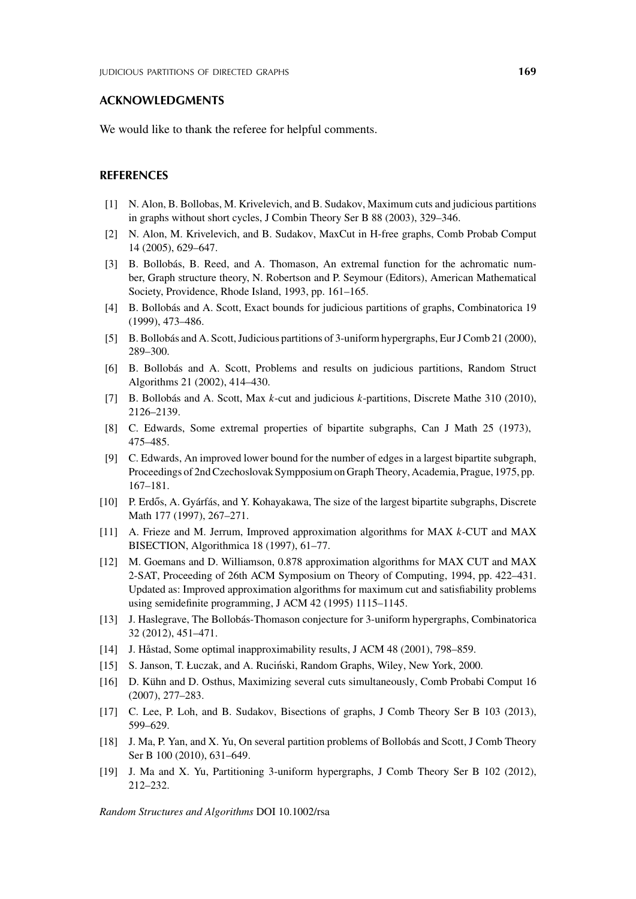## ACKNOWLEDGMENTS

We would like to thank the referee for helpful comments.

## REFERENCES

[1] N. Alon, B. Bollobas, M. Krivelevich, and B. Sudakov, Maximum cuts and judicious partitions in graphs without short cycles, J Combin Theory Ser B 88 (2003), 329–346.

[2] N. Alon, M. Krivelevich, and B. Sudakov, MaxCut in H-free graphs, Comb Probab Comput 14 (2005), 629–647.

[3] B. Bollobás, B. Reed, and A. Thomason, An extremal function for the achromatic number, Graph structure theory, N. Robertson and P. Seymour (Editors), American Mathematical Society, Providence, Rhode Island, 1993, pp. 161–165.

[4] B. Bollobás and A. Scott, Exact bounds for judicious partitions of graphs, Combinatorica 19 (1999), 473–486.

[5] B. Bollobás and A. Scott, Judicious partitions of 3-uniform hypergraphs, Eur J Comb 21 (2000), 289–300.

[6] B. Bollobás and A. Scott, Problems and results on judicious partitions, Random Struct Algorithms 21 (2002), 414–430.

[7] B. Bollobás and A. Scott, Max $k$-cut and judicious $k$-partitions, Discrete Mathe 310 (2010), 2126–2139.

[8] C. Edwards, Some extremal properties of bipartite subgraphs, Can J Math 25 (1973), 475–485.

[9] C. Edwards, An improved lower bound for the number of edges in a largest bipartite subgraph, Proceedings of 2nd Czechoslovak Sympposium on Graph Theory, Academia, Prague, 1975, pp. 167–181.

[10] P. Erdős, A. Gyárfás, and Y. Kohayakawa, The size of the largest bipartite subgraphs, Discrete Math 177 (1997), 267–271.

[11] A. Frieze and M. Jerrum, Improved approximation algorithms for MAX $k$-CUT and MAX BISECTION, Algorithmica 18 (1997), 61–77.

[12] M. Goemans and D. Williamson, 0.878 approximation algorithms for MAX CUT and MAX 2-SAT, Proceeding of 26th ACM Symposium on Theory of Computing, 1994, pp. 422–431. Updated as: Improved approximation algorithms for maximum cut and satisfiability problems using semidefinite programming, J ACM 42 (1995) 1115–1145.

[13] J. Haslegrave, The Bollobás-Thomason conjecture for 3-uniform hypergraphs, Combinatorica 32 (2012), 451–471.

[14] J. Håstad, Some optimal inapproximability results, J ACM 48 (2001), 798–859.

[15] S. Janson, T. Łuczak, and A. Ruciński, Random Graphs, Wiley, New York, 2000.

[16] D. Kühn and D. Osthus, Maximizing several cuts simultaneously, Comb Probabi Comput 16 (2007), 277–283.

[17] C. Lee, P. Loh, and B. Sudakov, Bisections of graphs, J Comb Theory Ser B 103 (2013), 599–629.

[18] J. Ma, P. Yan, and X. Yu, On several partition problems of Bollobás and Scott, J Comb Theory Ser B 100 (2010), 631–649.

[19] J. Ma and X. Yu, Partitioning 3-uniform hypergraphs, J Comb Theory Ser B 102 (2012), 212–232.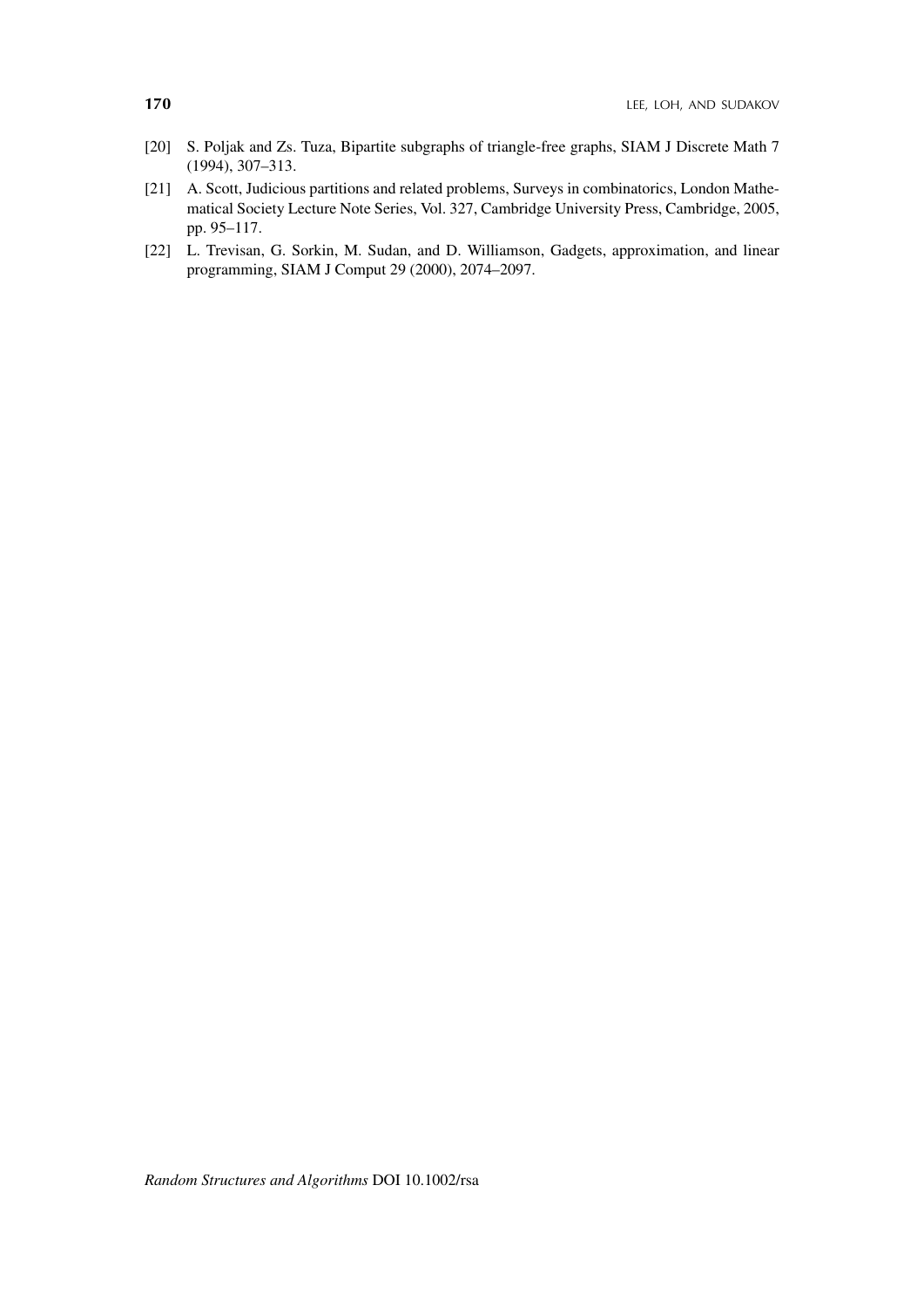[20] S. Poljak and Zs. Tuza, Bipartite subgraphs of triangle-free graphs, SIAM J Discrete Math 7 (1994), 307–313.

[21] A. Scott, Judicious partitions and related problems, Surveys in combinatorics, London Mathematical Society Lecture Note Series, Vol. 327, Cambridge University Press, Cambridge, 2005, pp. 95–117.

[22] L. Trevisan, G. Sorkin, M. Sudan, and D. Williamson, Gadgets, approximation, and linear programming, SIAM J Comput 29 (2000), 2074–2097.